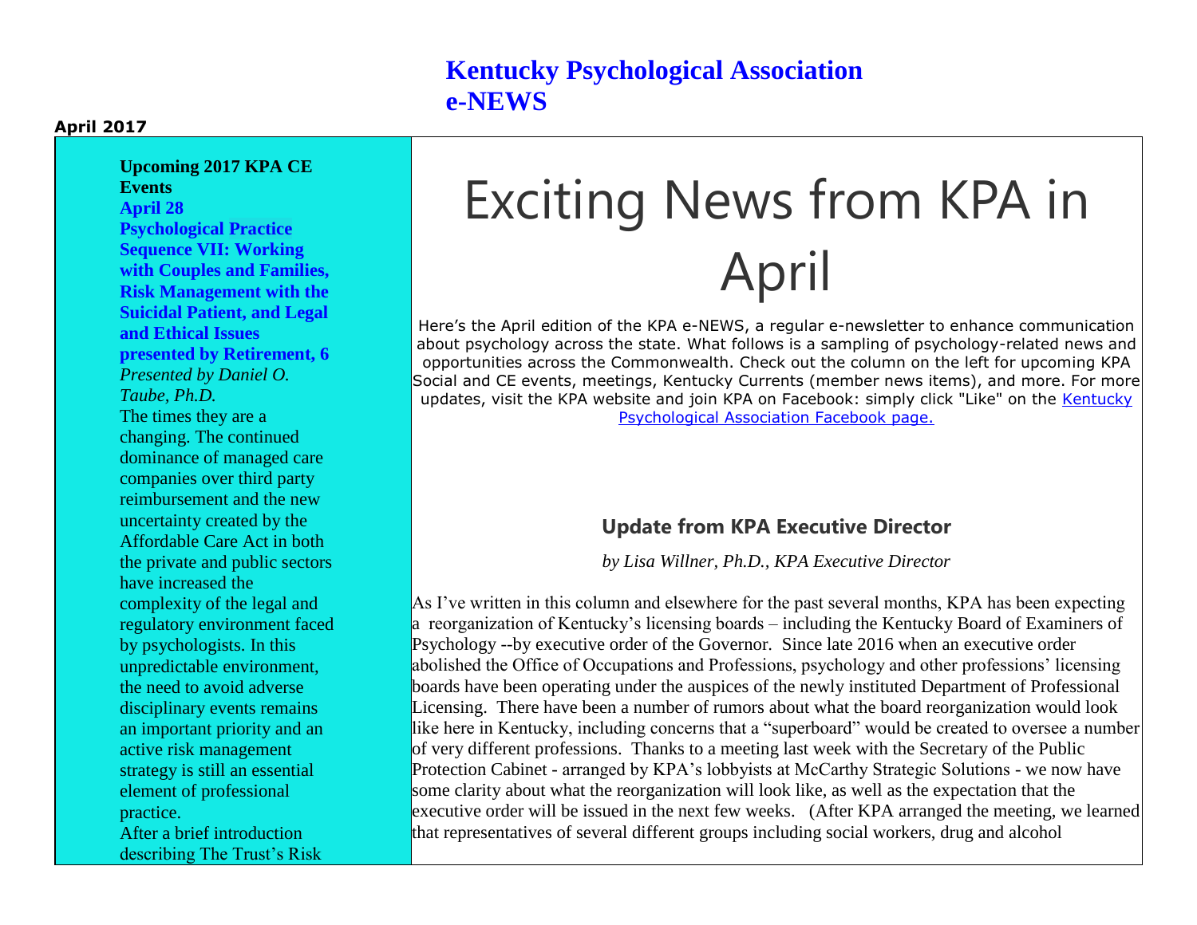# Kentucky Psychological Association e-NEWS

**April 2017**

**Upcoming 2017 KPA CE Events**

**April 28**

**Psychological Practice Sequence VII: Working with Couples and Families, Risk Management with the Suicidal Patient, and Legal and Ethical Issues presented by Retirement, 6**

*Presented by Daniel O. Taube, Ph.D.*

The times they are a changing. The continued dominance of managed care companies over third party reimbursement and the new uncertainty created by the Affordable Care Act in both the private and public sectors have increased the complexity of the legal and regulatory environment faced by psychologists. In this unpredictable environment, the need to avoid adverse disciplinary events remains an important priority and an active risk management strategy is still an essential element of professional practice.

After a brief introduction describing The Trust's Risk

# Exciting News from KPA in April

Here's the April edition of the KPA e-NEWS, a regular e-newsletter to enhance communication about psychology across the state. What follows is a sampling of psychology-related news and opportunities across the Commonwealth. Check out the column on the left for upcoming KPA Social and CE events, meetings, Kentucky Currents (member news items), and more. For more updates, visit the KPA website and join KPA on Facebook: simply click "Like" on the Kentucky Psychological Association Facebook page.

## Update from KPA Executive Director

*by Lisa Willner, Ph.D., KPA Executive Director*

As I've written in this column and elsewhere for the past several months, KPA has been expecting a reorganization of Kentucky's licensing boards – including the Kentucky Board of Examiners of Psychology --by executive order of the Governor. Since late 2016 when an executive order abolished the Office of Occupations and Professions, psychology and other professions' licensing boards have been operating under the auspices of the newly instituted Department of Professional Licensing. There have been a number of rumors about what the board reorganization would look like here in Kentucky, including concerns that a "superboard" would be created to oversee a number of very different professions. Thanks to a meeting last week with the Secretary of the Public Protection Cabinet - arranged by KPA's lobbyists at McCarthy Strategic Solutions - we now have some clarity about what the reorganization will look like, as well as the expectation that the executive order will be issued in the next few weeks. (After KPA arranged the meeting, we learned that representatives of several different groups including social workers, drug and alcohol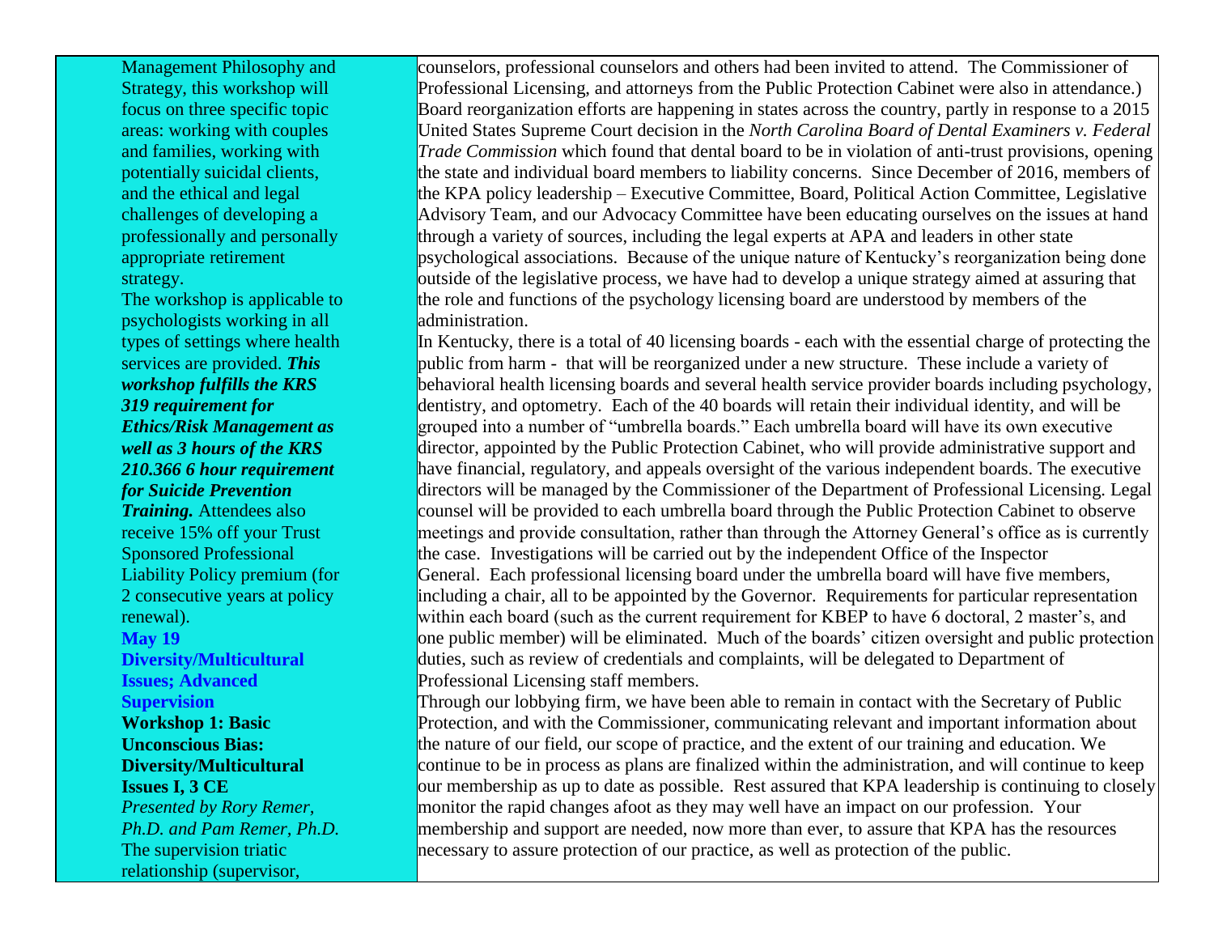Management Philosophy and Strategy, this workshop will focus on three specific topic areas: working with couples and families, working with potentially suicidal clients, and the ethical and legal challenges of developing a professionally and personally appropriate retirement strategy.

The workshop is applicable to psychologists working in all types of settings where health services are provided. ***This workshop fulfills the KRS 319 requirement for Ethics/Risk Management as well as 3 hours of the KRS 210.366 6 hour requirement for Suicide Prevention Training.*** Attendees also receive 15% off your Trust Sponsored Professional Liability Policy premium (for 2 consecutive years at policy renewal).

**May 19**

**Diversity/Multicultural Issues; Advanced Supervision**

**Workshop 1: Basic Unconscious Bias: Diversity/Multicultural Issues I, 3 CE**

*Presented by Rory Remer, Ph.D. and Pam Remer, Ph.D.*

The supervision triatic relationship (supervisor,

counselors, professional counselors and others had been invited to attend. The Commissioner of Professional Licensing, and attorneys from the Public Protection Cabinet were also in attendance.) Board reorganization efforts are happening in states across the country, partly in response to a 2015 United States Supreme Court decision in the *North Carolina Board of Dental Examiners v. Federal Trade Commission* which found that dental board to be in violation of anti-trust provisions, opening the state and individual board members to liability concerns. Since December of 2016, members of the KPA policy leadership – Executive Committee, Board, Political Action Committee, Legislative Advisory Team, and our Advocacy Committee have been educating ourselves on the issues at hand through a variety of sources, including the legal experts at APA and leaders in other state psychological associations. Because of the unique nature of Kentucky's reorganization being done outside of the legislative process, we have had to develop a unique strategy aimed at assuring that the role and functions of the psychology licensing board are understood by members of the administration.

In Kentucky, there is a total of 40 licensing boards - each with the essential charge of protecting the public from harm - that will be reorganized under a new structure. These include a variety of behavioral health licensing boards and several health service provider boards including psychology, dentistry, and optometry. Each of the 40 boards will retain their individual identity, and will be grouped into a number of "umbrella boards." Each umbrella board will have its own executive director, appointed by the Public Protection Cabinet, who will provide administrative support and have financial, regulatory, and appeals oversight of the various independent boards. The executive directors will be managed by the Commissioner of the Department of Professional Licensing. Legal counsel will be provided to each umbrella board through the Public Protection Cabinet to observe meetings and provide consultation, rather than through the Attorney General's office as is currently the case. Investigations will be carried out by the independent Office of the Inspector General. Each professional licensing board under the umbrella board will have five members, including a chair, all to be appointed by the Governor. Requirements for particular representation within each board (such as the current requirement for KBEP to have 6 doctoral, 2 master's, and one public member) will be eliminated. Much of the boards' citizen oversight and public protection duties, such as review of credentials and complaints, will be delegated to Department of Professional Licensing staff members.

Through our lobbying firm, we have been able to remain in contact with the Secretary of Public Protection, and with the Commissioner, communicating relevant and important information about the nature of our field, our scope of practice, and the extent of our training and education. We continue to be in process as plans are finalized within the administration, and will continue to keep our membership as up to date as possible. Rest assured that KPA leadership is continuing to closely monitor the rapid changes afoot as they may well have an impact on our profession. Your membership and support are needed, now more than ever, to assure that KPA has the resources necessary to assure protection of our practice, as well as protection of the public.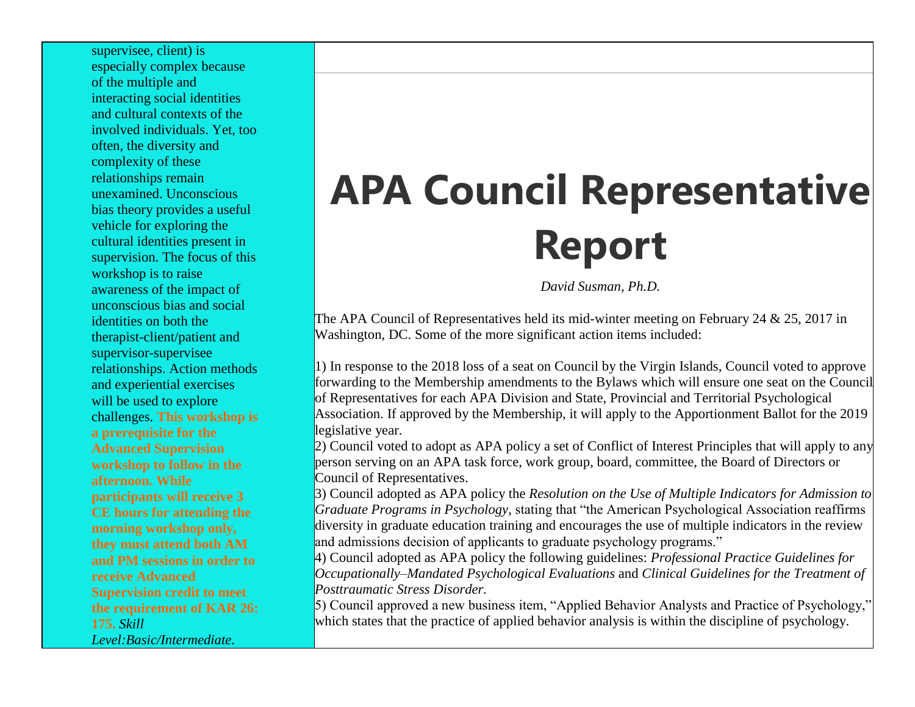supervisee, client) is especially complex because of the multiple and interacting social identities and cultural contexts of the involved individuals. Yet, too often, the diversity and complexity of these relationships remain unexamined. Unconscious bias theory provides a useful vehicle for exploring the cultural identities present in supervision. The focus of this workshop is to raise awareness of the impact of unconscious bias and social identities on both the therapist-client/patient and supervisor-supervisee relationships. Action methods and experiential exercises will be used to explore challenges. **This workshop is a prerequisite for the Advanced Supervision workshop to follow in the afternoon. While participants will receive 3 CE hours for attending the morning workshop only, they must attend both AM and PM sessions in order to receive Advanced Supervision credit to meet the requirement of KAR 26: 175.** *Skill Level:Basic/Intermediate.*

# APA Council Representative Report

*David Susman, Ph.D.*

The APA Council of Representatives held its mid-winter meeting on February 24 & 25, 2017 in Washington, DC. Some of the more significant action items included:

1) In response to the 2018 loss of a seat on Council by the Virgin Islands, Council voted to approve forwarding to the Membership amendments to the Bylaws which will ensure one seat on the Council of Representatives for each APA Division and State, Provincial and Territorial Psychological Association. If approved by the Membership, it will apply to the Apportionment Ballot for the 2019 legislative year.

2) Council voted to adopt as APA policy a set of Conflict of Interest Principles that will apply to any person serving on an APA task force, work group, board, committee, the Board of Directors or Council of Representatives.

3) Council adopted as APA policy the *Resolution on the Use of Multiple Indicators for Admission to Graduate Programs in Psychology*, stating that "the American Psychological Association reaffirms diversity in graduate education training and encourages the use of multiple indicators in the review and admissions decision of applicants to graduate psychology programs."

4) Council adopted as APA policy the following guidelines: *Professional Practice Guidelines for Occupationally–Mandated Psychological Evaluations* and *Clinical Guidelines for the Treatment of Posttraumatic Stress Disorder*.

5) Council approved a new business item, "Applied Behavior Analysts and Practice of Psychology," which states that the practice of applied behavior analysis is within the discipline of psychology.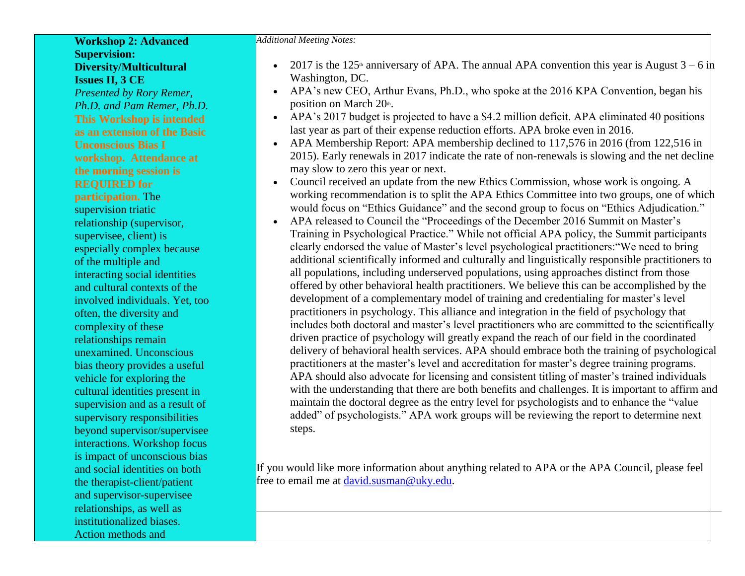**Workshop 2: Advanced Supervision: Diversity/Multicultural Issues II, 3 CE**

*Presented by Rory Remer, Ph.D. and Pam Remer, Ph.D.*

**This Workshop is intended as an extension of the Basic Unconscious Bias I workshop. Attendance at the morning session is REQUIRED for participation.** The supervision triatic relationship (supervisor, supervisee, client) is especially complex because of the multiple and interacting social identities and cultural contexts of the involved individuals. Yet, too often, the diversity and complexity of these relationships remain unexamined. Unconscious bias theory provides a useful vehicle for exploring the cultural identities present in supervision and as a result of supervisory responsibilities beyond supervisor/supervisee interactions. Workshop focus is impact of unconscious bias and social identities on both the therapist-client/patient and supervisor-supervisee relationships, as well as institutionalized biases. Action methods and

*Additional Meeting Notes:*

- 2017 is the 125th anniversary of APA. The annual APA convention this year is August 3 – 6 in Washington, DC.
- APA's new CEO, Arthur Evans, Ph.D., who spoke at the 2016 KPA Convention, began his position on March 20th.
- APA's 2017 budget is projected to have a $4.2 million deficit. APA eliminated 40 positions last year as part of their expense reduction efforts. APA broke even in 2016.
- APA Membership Report: APA membership declined to 117,576 in 2016 (from 122,516 in 2015). Early renewals in 2017 indicate the rate of non-renewals is slowing and the net decline may slow to zero this year or next.
- Council received an update from the new Ethics Commission, whose work is ongoing. A working recommendation is to split the APA Ethics Committee into two groups, one of which would focus on "Ethics Guidance" and the second group to focus on "Ethics Adjudication."
- APA released to Council the "Proceedings of the December 2016 Summit on Master's Training in Psychological Practice." While not official APA policy, the Summit participants clearly endorsed the value of Master's level psychological practitioners:"We need to bring additional scientifically informed and culturally and linguistically responsible practitioners to all populations, including underserved populations, using approaches distinct from those offered by other behavioral health practitioners. We believe this can be accomplished by the development of a complementary model of training and credentialing for master's level practitioners in psychology. This alliance and integration in the field of psychology that includes both doctoral and master's level practitioners who are committed to the scientifically driven practice of psychology will greatly expand the reach of our field in the coordinated delivery of behavioral health services. APA should embrace both the training of psychological practitioners at the master's level and accreditation for master's degree training programs. APA should also advocate for licensing and consistent titling of master's trained individuals with the understanding that there are both benefits and challenges. It is important to affirm and maintain the doctoral degree as the entry level for psychologists and to enhance the "value added" of psychologists." APA work groups will be reviewing the report to determine next steps.

If you would like more information about anything related to APA or the APA Council, please feel free to email me at david.susman@uky.edu.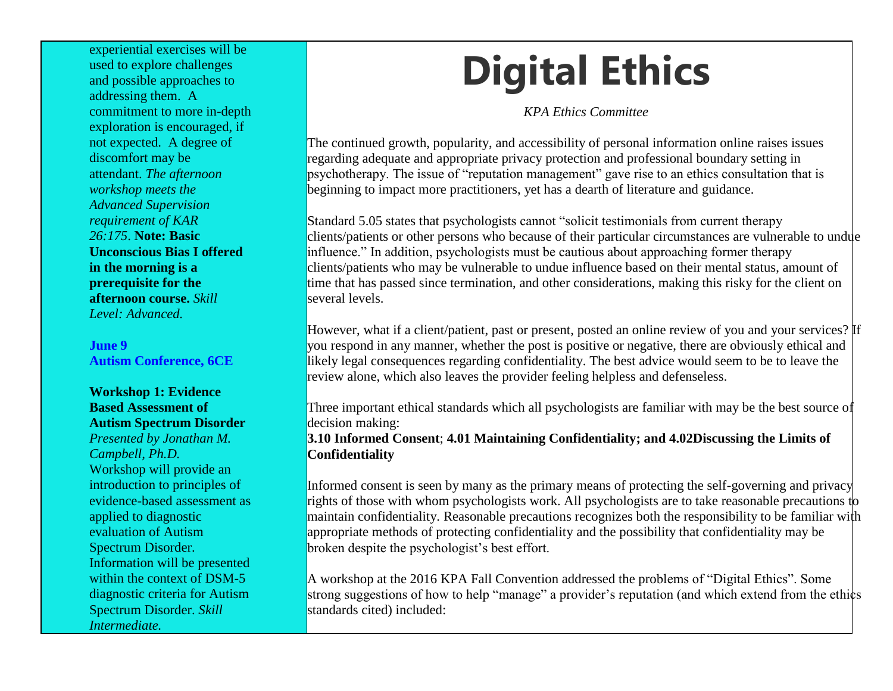experiential exercises will be used to explore challenges and possible approaches to addressing them. A commitment to more in-depth exploration is encouraged, if not expected. A degree of discomfort may be attendant. *The afternoon workshop meets the Advanced Supervision requirement of KAR 26:175*. **Note: Basic Unconscious Bias I offered in the morning is a prerequisite for the afternoon course.** *Skill Level: Advanced.*

**June 9**
**Autism Conference, 6CE**

**Workshop 1: Evidence Based Assessment of Autism Spectrum Disorder**
*Presented by Jonathan M. Campbell, Ph.D.*
Workshop will provide an introduction to principles of evidence-based assessment as applied to diagnostic evaluation of Autism Spectrum Disorder. Information will be presented within the context of DSM-5 diagnostic criteria for Autism Spectrum Disorder. *Skill Intermediate.*

# Digital Ethics

*KPA Ethics Committee*

The continued growth, popularity, and accessibility of personal information online raises issues regarding adequate and appropriate privacy protection and professional boundary setting in psychotherapy. The issue of "reputation management" gave rise to an ethics consultation that is beginning to impact more practitioners, yet has a dearth of literature and guidance.

Standard 5.05 states that psychologists cannot "solicit testimonials from current therapy clients/patients or other persons who because of their particular circumstances are vulnerable to undue influence." In addition, psychologists must be cautious about approaching former therapy clients/patients who may be vulnerable to undue influence based on their mental status, amount of time that has passed since termination, and other considerations, making this risky for the client on several levels.

However, what if a client/patient, past or present, posted an online review of you and your services? If you respond in any manner, whether the post is positive or negative, there are obviously ethical and likely legal consequences regarding confidentiality. The best advice would seem to be to leave the review alone, which also leaves the provider feeling helpless and defenseless.

Three important ethical standards which all psychologists are familiar with may be the best source of decision making:
**3.10 Informed Consent**; **4.01 Maintaining Confidentiality; and 4.02Discussing the Limits of Confidentiality**

Informed consent is seen by many as the primary means of protecting the self-governing and privacy rights of those with whom psychologists work. All psychologists are to take reasonable precautions to maintain confidentiality. Reasonable precautions recognizes both the responsibility to be familiar with appropriate methods of protecting confidentiality and the possibility that confidentiality may be broken despite the psychologist's best effort.

A workshop at the 2016 KPA Fall Convention addressed the problems of "Digital Ethics". Some strong suggestions of how to help "manage" a provider's reputation (and which extend from the ethics standards cited) included: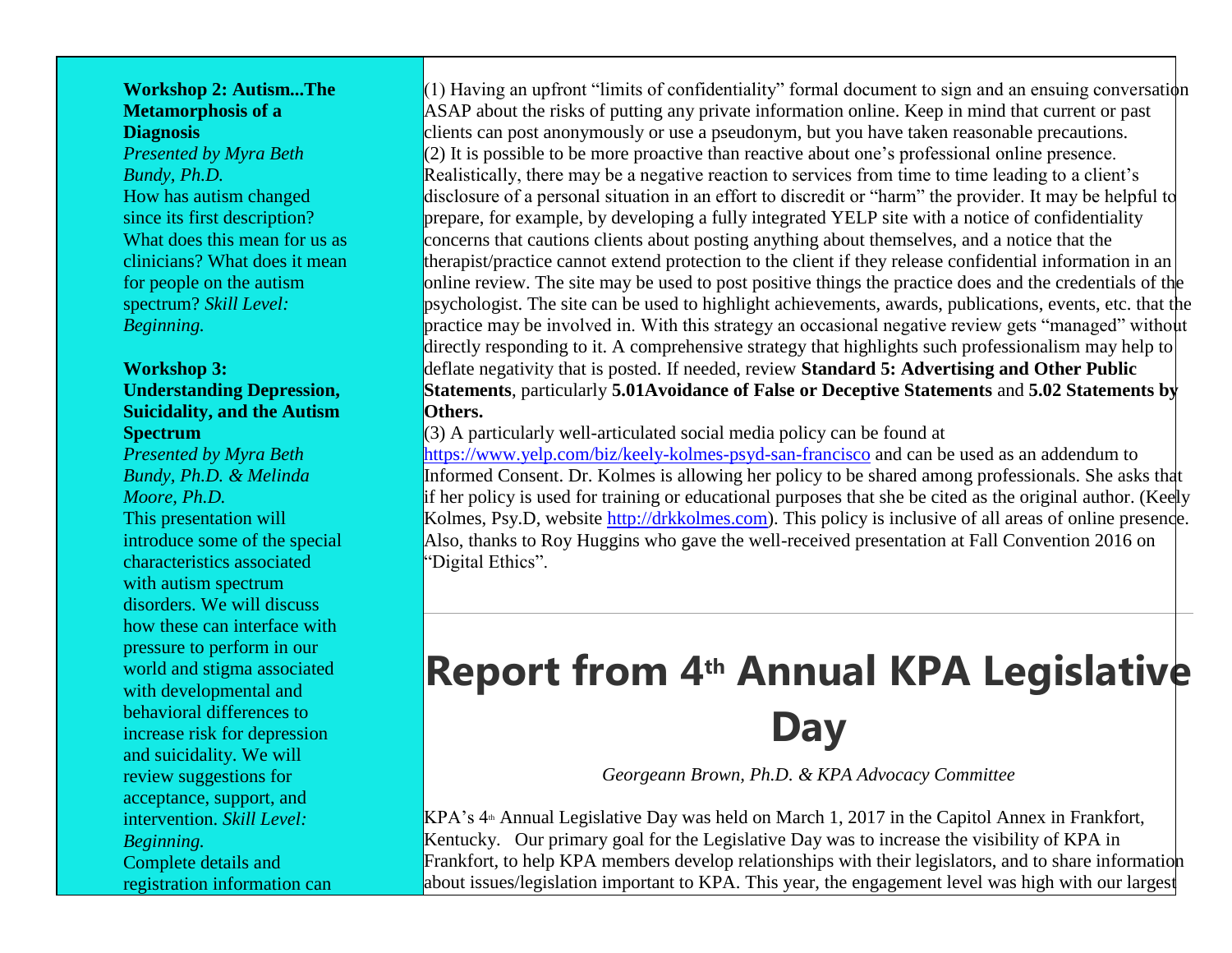**Workshop 2: Autism...The Metamorphosis of a Diagnosis**

*Presented by Myra Beth Bundy, Ph.D.*

How has autism changed since its first description? What does this mean for us as clinicians? What does it mean for people on the autism spectrum? *Skill Level: Beginning.*

**Workshop 3: Understanding Depression, Suicidality, and the Autism Spectrum**

*Presented by Myra Beth Bundy, Ph.D. & Melinda Moore, Ph.D.*

This presentation will introduce some of the special characteristics associated with autism spectrum disorders. We will discuss how these can interface with pressure to perform in our world and stigma associated with developmental and behavioral differences to increase risk for depression and suicidality. We will review suggestions for acceptance, support, and intervention. *Skill Level: Beginning.*

Complete details and registration information can

(1) Having an upfront "limits of confidentiality" formal document to sign and an ensuing conversation ASAP about the risks of putting any private information online. Keep in mind that current or past clients can post anonymously or use a pseudonym, but you have taken reasonable precautions.
(2) It is possible to be more proactive than reactive about one's professional online presence. Realistically, there may be a negative reaction to services from time to time leading to a client's disclosure of a personal situation in an effort to discredit or "harm" the provider. It may be helpful to prepare, for example, by developing a fully integrated YELP site with a notice of confidentiality concerns that cautions clients about posting anything about themselves, and a notice that the therapist/practice cannot extend protection to the client if they release confidential information in an online review. The site may be used to post positive things the practice does and the credentials of the psychologist. The site can be used to highlight achievements, awards, publications, events, etc. that the practice may be involved in. With this strategy an occasional negative review gets "managed" without directly responding to it. A comprehensive strategy that highlights such professionalism may help to deflate negativity that is posted. If needed, review **Standard 5: Advertising and Other Public Statements**, particularly **5.01Avoidance of False or Deceptive Statements** and **5.02 Statements by Others.**
(3) A particularly well-articulated social media policy can be found at https://www.yelp.com/biz/keely-kolmes-psyd-san-francisco and can be used as an addendum to Informed Consent. Dr. Kolmes is allowing her policy to be shared among professionals. She asks that if her policy is used for training or educational purposes that she be cited as the original author. (Keely Kolmes, Psy.D, website http://drkkolmes.com). This policy is inclusive of all areas of online presence. Also, thanks to Roy Huggins who gave the well-received presentation at Fall Convention 2016 on "Digital Ethics".

# Report from 4th Annual KPA Legislative Day

*Georgeann Brown, Ph.D. & KPA Advocacy Committee*

KPA's 4th Annual Legislative Day was held on March 1, 2017 in the Capitol Annex in Frankfort, Kentucky. Our primary goal for the Legislative Day was to increase the visibility of KPA in Frankfort, to help KPA members develop relationships with their legislators, and to share information about issues/legislation important to KPA. This year, the engagement level was high with our largest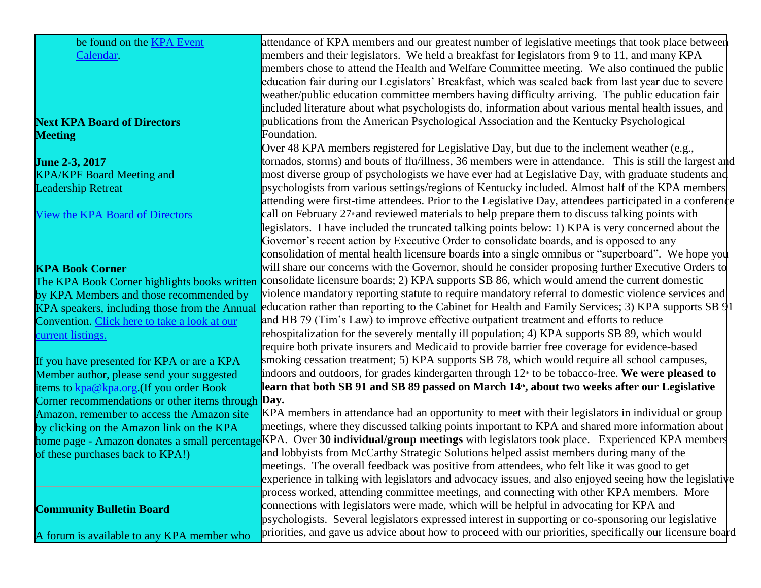be found on the [KPA Event Calendar](#).

**Next KPA Board of Directors Meeting**

**June 2-3, 2017**
KPA/KPF Board Meeting and Leadership Retreat

[View the KPA Board of Directors](#)

**KPA Book Corner**
The KPA Book Corner highlights books written by KPA Members and those recommended by KPA speakers, including those from the Annual Convention. [Click here to take a look at our current listings.](#)

If you have presented for KPA or are a KPA Member author, please send your suggested items to kpa@kpa.org.(If you order Book Corner recommendations or other items through Amazon, remember to access the Amazon site by clicking on the Amazon link on the KPA home page - Amazon donates a small percentage of these purchases back to KPA!)

**Community Bulletin Board**

A forum is available to any KPA member who

attendance of KPA members and our greatest number of legislative meetings that took place between members and their legislators. We held a breakfast for legislators from 9 to 11, and many KPA members chose to attend the Health and Welfare Committee meeting. We also continued the public education fair during our Legislators' Breakfast, which was scaled back from last year due to severe weather/public education committee members having difficulty arriving. The public education fair included literature about what psychologists do, information about various mental health issues, and publications from the American Psychological Association and the Kentucky Psychological Foundation.

Over 48 KPA members registered for Legislative Day, but due to the inclement weather (e.g., tornados, storms) and bouts of flu/illness, 36 members were in attendance. This is still the largest and most diverse group of psychologists we have ever had at Legislative Day, with graduate students and psychologists from various settings/regions of Kentucky included. Almost half of the KPA members attending were first-time attendees. Prior to the Legislative Day, attendees participated in a conference call on February 27th and reviewed materials to help prepare them to discuss talking points with legislators. I have included the truncated talking points below: 1) KPA is very concerned about the Governor's recent action by Executive Order to consolidate boards, and is opposed to any consolidation of mental health licensure boards into a single omnibus or "superboard". We hope you will share our concerns with the Governor, should he consider proposing further Executive Orders to consolidate licensure boards; 2) KPA supports SB 86, which would amend the current domestic violence mandatory reporting statute to require mandatory referral to domestic violence services and education rather than reporting to the Cabinet for Health and Family Services; 3) KPA supports SB 91 and HB 79 (Tim's Law) to improve effective outpatient treatment and efforts to reduce rehospitalization for the severely mentally ill population; 4) KPA supports SB 89, which would require both private insurers and Medicaid to provide barrier free coverage for evidence-based smoking cessation treatment; 5) KPA supports SB 78, which would require all school campuses, indoors and outdoors, for grades kindergarten through 12th to be tobacco-free. **We were pleased to learn that both SB 91 and SB 89 passed on March 14th, about two weeks after our Legislative Day.**

KPA members in attendance had an opportunity to meet with their legislators in individual or group meetings, where they discussed talking points important to KPA and shared more information about KPA. Over **30 individual/group meetings** with legislators took place. Experienced KPA members and lobbyists from McCarthy Strategic Solutions helped assist members during many of the meetings. The overall feedback was positive from attendees, who felt like it was good to get experience in talking with legislators and advocacy issues, and also enjoyed seeing how the legislative process worked, attending committee meetings, and connecting with other KPA members. More connections with legislators were made, which will be helpful in advocating for KPA and psychologists. Several legislators expressed interest in supporting or co-sponsoring our legislative priorities, and gave us advice about how to proceed with our priorities, specifically our licensure board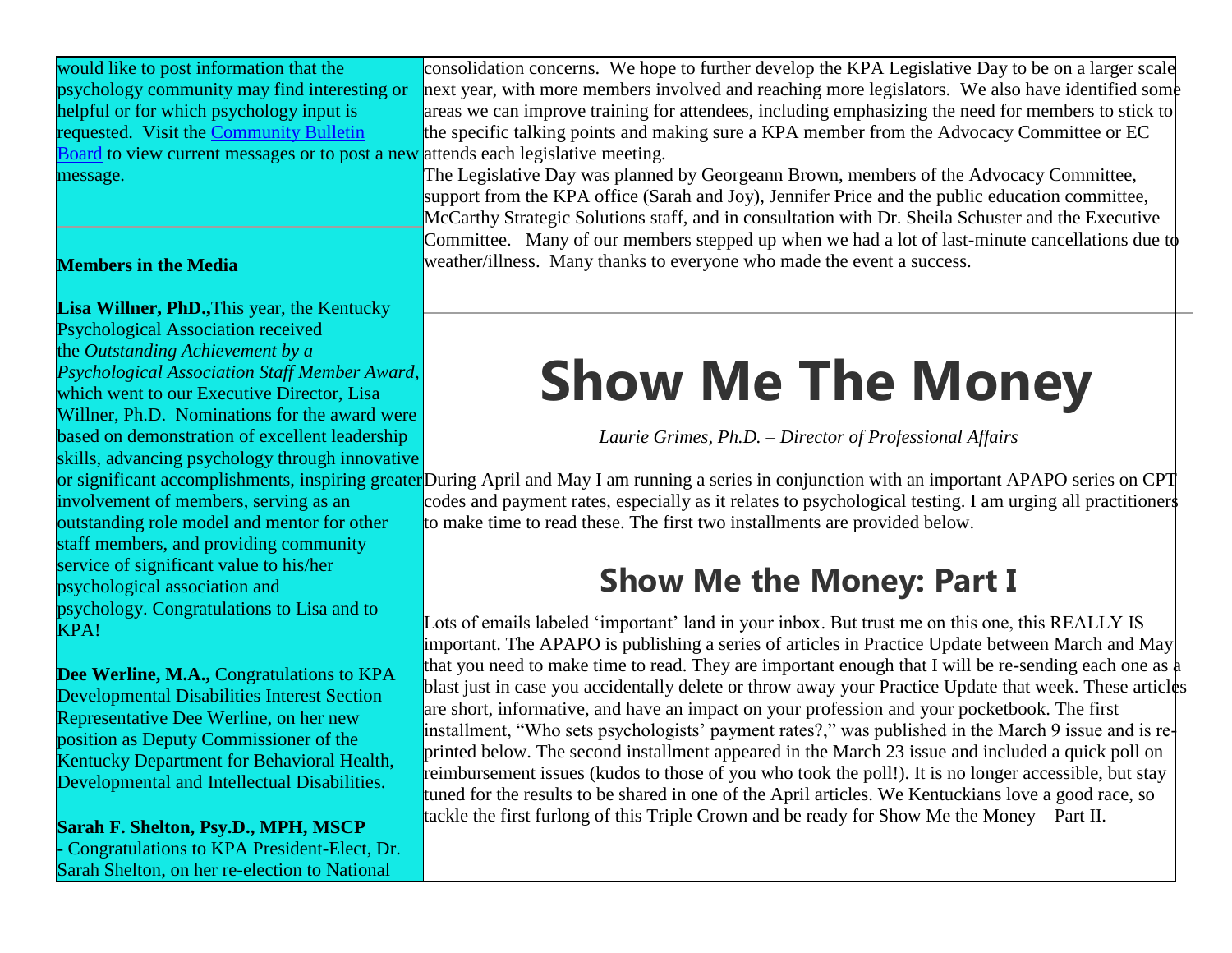would like to post information that the psychology community may find interesting or helpful or for which psychology input is requested. Visit the Community Bulletin Board to view current messages or to post a new message.

**Members in the Media**

**Lisa Willner, PhD.,** This year, the Kentucky Psychological Association received the *Outstanding Achievement by a Psychological Association Staff Member Award*, which went to our Executive Director, Lisa Willner, Ph.D. Nominations for the award were based on demonstration of excellent leadership skills, advancing psychology through innovative or significant accomplishments, inspiring greater involvement of members, serving as an outstanding role model and mentor for other staff members, and providing community service of significant value to his/her psychological association and psychology. Congratulations to Lisa and to KPA!

**Dee Werline, M.A.,** Congratulations to KPA Developmental Disabilities Interest Section Representative Dee Werline, on her new position as Deputy Commissioner of the Kentucky Department for Behavioral Health, Developmental and Intellectual Disabilities.

**Sarah F. Shelton, Psy.D., MPH, MSCP** - Congratulations to KPA President-Elect, Dr. Sarah Shelton, on her re-election to National

consolidation concerns. We hope to further develop the KPA Legislative Day to be on a larger scale next year, with more members involved and reaching more legislators. We also have identified some areas we can improve training for attendees, including emphasizing the need for members to stick to the specific talking points and making sure a KPA member from the Advocacy Committee or EC attends each legislative meeting.

The Legislative Day was planned by Georgeann Brown, members of the Advocacy Committee, support from the KPA office (Sarah and Joy), Jennifer Price and the public education committee, McCarthy Strategic Solutions staff, and in consultation with Dr. Sheila Schuster and the Executive Committee. Many of our members stepped up when we had a lot of last-minute cancellations due to weather/illness. Many thanks to everyone who made the event a success.

# Show Me The Money

*Laurie Grimes, Ph.D. – Director of Professional Affairs*

During April and May I am running a series in conjunction with an important APAPO series on CPT codes and payment rates, especially as it relates to psychological testing. I am urging all practitioners to make time to read these. The first two installments are provided below.

## Show Me the Money: Part I

Lots of emails labeled 'important' land in your inbox. But trust me on this one, this REALLY IS important. The APAPO is publishing a series of articles in Practice Update between March and May that you need to make time to read. They are important enough that I will be re-sending each one as a blast just in case you accidentally delete or throw away your Practice Update that week. These articles are short, informative, and have an impact on your profession and your pocketbook. The first installment, "Who sets psychologists' payment rates?," was published in the March 9 issue and is re-printed below. The second installment appeared in the March 23 issue and included a quick poll on reimbursement issues (kudos to those of you who took the poll!). It is no longer accessible, but stay tuned for the results to be shared in one of the April articles. We Kentuckians love a good race, so tackle the first furlong of this Triple Crown and be ready for Show Me the Money – Part II.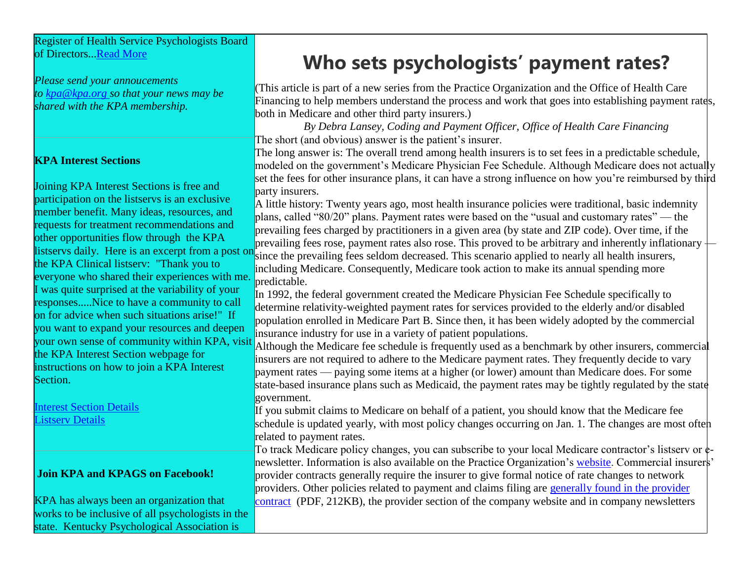Register of Health Service Psychologists Board of Directors...[Read More](#)

*Please send your annoucements to [kpa@kpa.org](mailto:kpa@kpa.org) so that your news may be shared with the KPA membership.*

**KPA Interest Sections**

Joining KPA Interest Sections is free and participation on the listservs is an exclusive member benefit. Many ideas, resources, and requests for treatment recommendations and other opportunities flow through the KPA listservs daily. Here is an excerpt from a post on the KPA Clinical listserv: "Thank you to everyone who shared their experiences with me. I was quite surprised at the variability of your responses.....Nice to have a community to call on for advice when such situations arise!" If you want to expand your resources and deepen your own sense of community within KPA, visit the KPA Interest Section webpage for instructions on how to join a KPA Interest Section.

[Interest Section Details](#)
[Listserv Details](#)

**Join KPA and KPAGS on Facebook!**

KPA has always been an organization that works to be inclusive of all psychologists in the state. Kentucky Psychological Association is

# Who sets psychologists' payment rates?

(This article is part of a new series from the Practice Organization and the Office of Health Care Financing to help members understand the process and work that goes into establishing payment rates, both in Medicare and other third party insurers.)

*By Debra Lansey, Coding and Payment Officer, Office of Health Care Financing*

The short (and obvious) answer is the patient's insurer.

The long answer is: The overall trend among health insurers is to set fees in a predictable schedule, modeled on the government's Medicare Physician Fee Schedule. Although Medicare does not actually set the fees for other insurance plans, it can have a strong influence on how you're reimbursed by third party insurers.

A little history: Twenty years ago, most health insurance policies were traditional, basic indemnity plans, called "80/20" plans. Payment rates were based on the "usual and customary rates" — the prevailing fees charged by practitioners in a given area (by state and ZIP code). Over time, if the prevailing fees rose, payment rates also rose. This proved to be arbitrary and inherently inflationary — since the prevailing fees seldom decreased. This scenario applied to nearly all health insurers, including Medicare. Consequently, Medicare took action to make its annual spending more predictable.

In 1992, the federal government created the Medicare Physician Fee Schedule specifically to determine relativity-weighted payment rates for services provided to the elderly and/or disabled population enrolled in Medicare Part B. Since then, it has been widely adopted by the commercial insurance industry for use in a variety of patient populations.

Although the Medicare fee schedule is frequently used as a benchmark by other insurers, commercial insurers are not required to adhere to the Medicare payment rates. They frequently decide to vary payment rates — paying some items at a higher (or lower) amount than Medicare does. For some state-based insurance plans such as Medicaid, the payment rates may be tightly regulated by the state government.

If you submit claims to Medicare on behalf of a patient, you should know that the Medicare fee schedule is updated yearly, with most policy changes occurring on Jan. 1. The changes are most often related to payment rates.

To track Medicare policy changes, you can subscribe to your local Medicare contractor's listserv or e-newsletter. Information is also available on the Practice Organization's [website](#). Commercial insurers' provider contracts generally require the insurer to give formal notice of rate changes to network providers. Other policies related to payment and claims filing are [generally found in the provider contract](#) (PDF, 212KB), the provider section of the company website and in company newsletters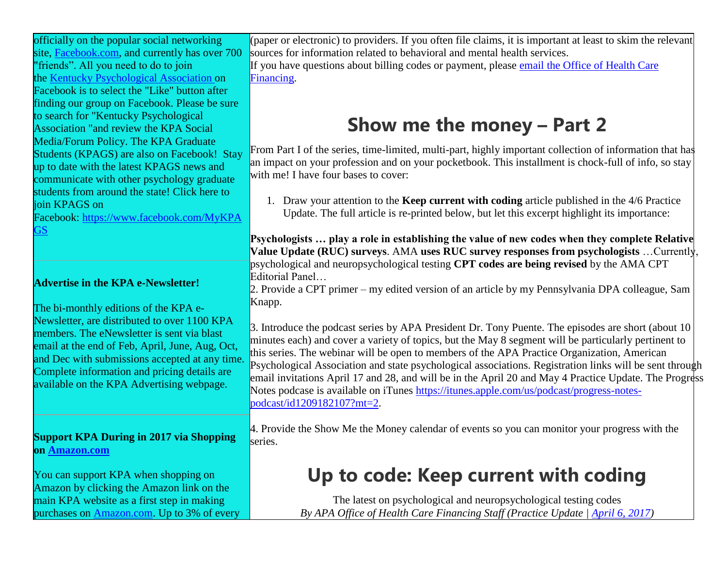officially on the popular social networking site, Facebook.com, and currently has over 700 "friends". All you need to do to join the Kentucky Psychological Association on Facebook is to select the "Like" button after finding our group on Facebook. Please be sure to search for "Kentucky Psychological Association "and review the KPA Social Media/Forum Policy. The KPA Graduate Students (KPAGS) are also on Facebook! Stay up to date with the latest KPAGS news and communicate with other psychology graduate students from around the state! Click here to join KPAGS on Facebook: https://www.facebook.com/MyKPAGS

**Advertise in the KPA e-Newsletter!**

The bi-monthly editions of the KPA e-Newsletter, are distributed to over 1100 KPA members. The eNewsletter is sent via blast email at the end of Feb, April, June, Aug, Oct, and Dec with submissions accepted at any time. Complete information and pricing details are available on the KPA Advertising webpage.

**Support KPA During in 2017 via Shopping on Amazon.com**

You can support KPA when shopping on Amazon by clicking the Amazon link on the main KPA website as a first step in making purchases on Amazon.com. Up to 3% of every

(paper or electronic) to providers. If you often file claims, it is important at least to skim the relevant sources for information related to behavioral and mental health services.
If you have questions about billing codes or payment, please email the Office of Health Care Financing.

# Show me the money – Part 2

From Part I of the series, time-limited, multi-part, highly important collection of information that has an impact on your profession and on your pocketbook. This installment is chock-full of info, so stay with me! I have four bases to cover:

1. Draw your attention to the **Keep current with coding** article published in the 4/6 Practice Update. The full article is re-printed below, but let this excerpt highlight its importance:

**Psychologists … play a role in establishing the value of new codes when they complete Relative Value Update (RUC) surveys**. AMA **uses RUC survey responses from psychologists** …Currently, psychological and neuropsychological testing **CPT codes are being revised** by the AMA CPT Editorial Panel…

2. Provide a CPT primer – my edited version of an article by my Pennsylvania DPA colleague, Sam Knapp.

3. Introduce the podcast series by APA President Dr. Tony Puente. The episodes are short (about 10 minutes each) and cover a variety of topics, but the May 8 segment will be particularly pertinent to this series. The webinar will be open to members of the APA Practice Organization, American Psychological Association and state psychological associations. Registration links will be sent through email invitations April 17 and 28, and will be in the April 20 and May 4 Practice Update. The Progress Notes podcase is available on iTunes https://itunes.apple.com/us/podcast/progress-notes-podcast/id1209182107?mt=2.

4. Provide the Show Me the Money calendar of events so you can monitor your progress with the series.

# Up to code: Keep current with coding

The latest on psychological and neuropsychological testing codes
*By APA Office of Health Care Financing Staff (Practice Update | April 6, 2017)*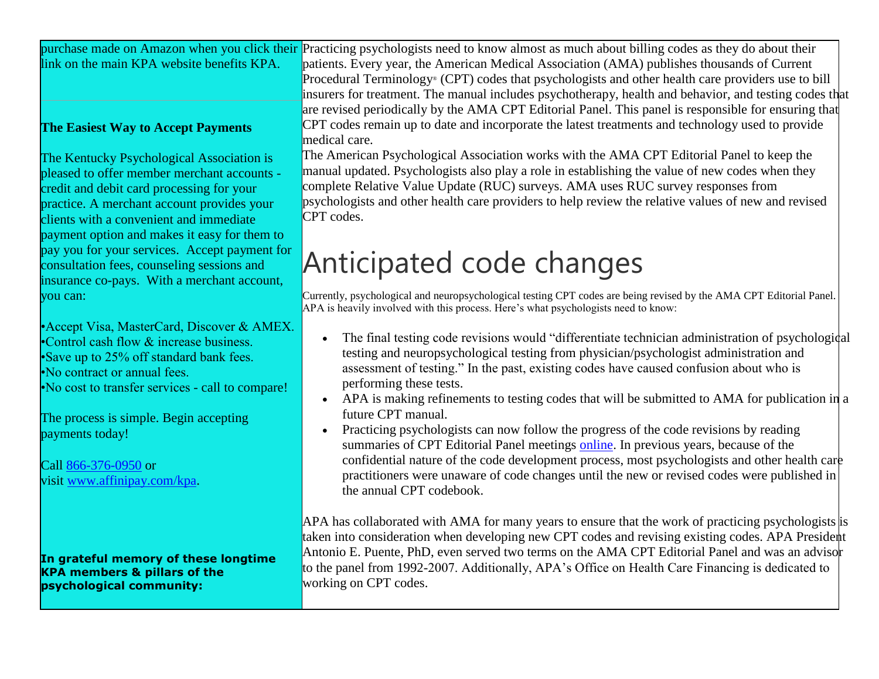purchase made on Amazon when you click their link on the main KPA website benefits KPA.

**The Easiest Way to Accept Payments**

The Kentucky Psychological Association is pleased to offer member merchant accounts - credit and debit card processing for your practice. A merchant account provides your clients with a convenient and immediate payment option and makes it easy for them to pay you for your services. Accept payment for consultation fees, counseling sessions and insurance co-pays. With a merchant account, you can:

•Accept Visa, MasterCard, Discover & AMEX.
•Control cash flow & increase business.
•Save up to 25% off standard bank fees.
•No contract or annual fees.
•No cost to transfer services - call to compare!

The process is simple. Begin accepting payments today!

Call 866-376-0950 or
visit www.affinipay.com/kpa.

**In grateful memory of these longtime KPA members & pillars of the psychological community:**

Practicing psychologists need to know almost as much about billing codes as they do about their patients. Every year, the American Medical Association (AMA) publishes thousands of Current Procedural Terminology® (CPT) codes that psychologists and other health care providers use to bill insurers for treatment. The manual includes psychotherapy, health and behavior, and testing codes that are revised periodically by the AMA CPT Editorial Panel. This panel is responsible for ensuring that CPT codes remain up to date and incorporate the latest treatments and technology used to provide medical care.

The American Psychological Association works with the AMA CPT Editorial Panel to keep the manual updated. Psychologists also play a role in establishing the value of new codes when they complete Relative Value Update (RUC) surveys. AMA uses RUC survey responses from psychologists and other health care providers to help review the relative values of new and revised CPT codes.

# Anticipated code changes

Currently, psychological and neuropsychological testing CPT codes are being revised by the AMA CPT Editorial Panel. APA is heavily involved with this process. Here's what psychologists need to know:

- The final testing code revisions would "differentiate technician administration of psychological testing and neuropsychological testing from physician/psychologist administration and assessment of testing." In the past, existing codes have caused confusion about who is performing these tests.
- APA is making refinements to testing codes that will be submitted to AMA for publication in a future CPT manual.
- Practicing psychologists can now follow the progress of the code revisions by reading summaries of CPT Editorial Panel meetings online. In previous years, because of the confidential nature of the code development process, most psychologists and other health care practitioners were unaware of code changes until the new or revised codes were published in the annual CPT codebook.

APA has collaborated with AMA for many years to ensure that the work of practicing psychologists is taken into consideration when developing new CPT codes and revising existing codes. APA President Antonio E. Puente, PhD, even served two terms on the AMA CPT Editorial Panel and was an advisor to the panel from 1992-2007. Additionally, APA's Office on Health Care Financing is dedicated to working on CPT codes.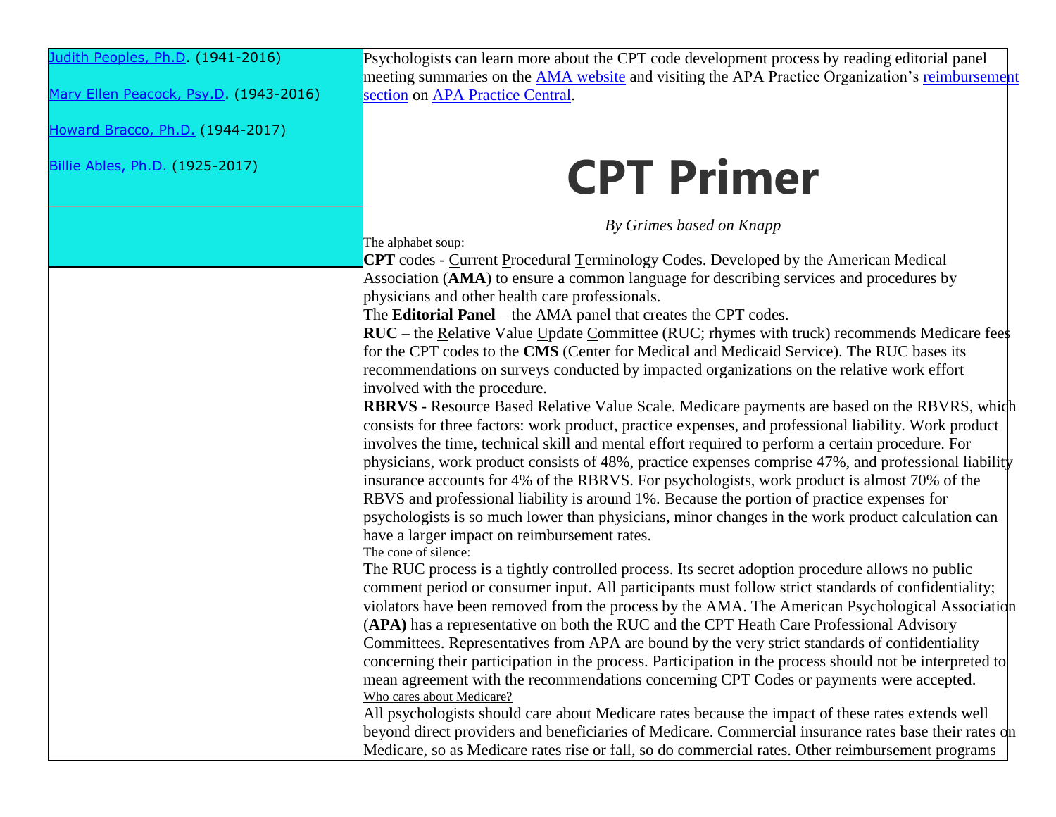[Judith Peoples, Ph.D](). (1941-2016)

[Mary Ellen Peacock, Psy.D](). (1943-2016)

[Howard Bracco, Ph.D.]() (1944-2017)

[Billie Ables, Ph.D.]() (1925-2017)

Psychologists can learn more about the CPT code development process by reading editorial panel meeting summaries on the [AMA website]() and visiting the APA Practice Organization's [reimbursement section]() on [APA Practice Central]().

# CPT Primer

*By Grimes based on Knapp*

The alphabet soup:

**CPT** codes - Current Procedural Terminology Codes. Developed by the American Medical Association (**AMA**) to ensure a common language for describing services and procedures by physicians and other health care professionals.

The **Editorial Panel** – the AMA panel that creates the CPT codes.

**RUC** – the Relative Value Update Committee (RUC; rhymes with truck) recommends Medicare fees for the CPT codes to the **CMS** (Center for Medical and Medicaid Service). The RUC bases its recommendations on surveys conducted by impacted organizations on the relative work effort involved with the procedure.

**RBRVS** - Resource Based Relative Value Scale. Medicare payments are based on the RBVRS, which consists for three factors: work product, practice expenses, and professional liability. Work product involves the time, technical skill and mental effort required to perform a certain procedure. For physicians, work product consists of 48%, practice expenses comprise 47%, and professional liability insurance accounts for 4% of the RBRVS. For psychologists, work product is almost 70% of the RBVS and professional liability is around 1%. Because the portion of practice expenses for psychologists is so much lower than physicians, minor changes in the work product calculation can have a larger impact on reimbursement rates.

The cone of silence:

The RUC process is a tightly controlled process. Its secret adoption procedure allows no public comment period or consumer input. All participants must follow strict standards of confidentiality; violators have been removed from the process by the AMA. The American Psychological Association (**APA)** has a representative on both the RUC and the CPT Heath Care Professional Advisory Committees. Representatives from APA are bound by the very strict standards of confidentiality concerning their participation in the process. Participation in the process should not be interpreted to mean agreement with the recommendations concerning CPT Codes or payments were accepted.

Who cares about Medicare?

All psychologists should care about Medicare rates because the impact of these rates extends well beyond direct providers and beneficiaries of Medicare. Commercial insurance rates base their rates on Medicare, so as Medicare rates rise or fall, so do commercial rates. Other reimbursement programs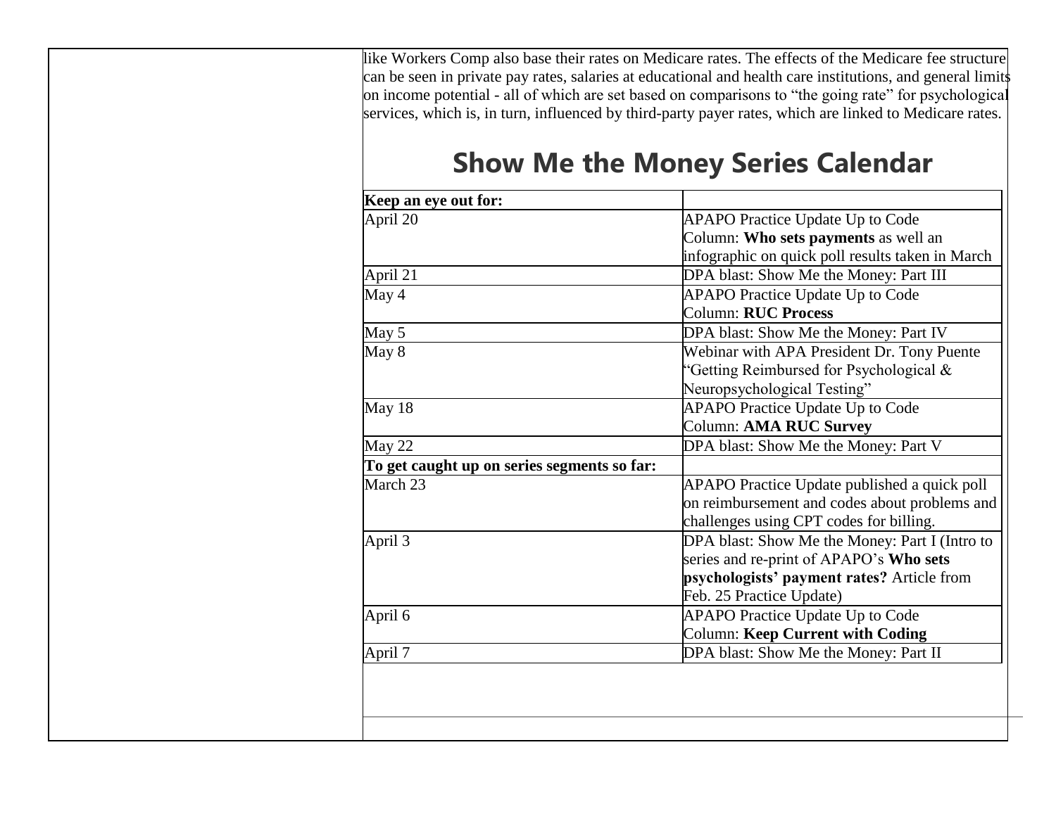like Workers Comp also base their rates on Medicare rates. The effects of the Medicare fee structure can be seen in private pay rates, salaries at educational and health care institutions, and general limits on income potential - all of which are set based on comparisons to "the going rate" for psychological services, which is, in turn, influenced by third-party payer rates, which are linked to Medicare rates.

## Show Me the Money Series Calendar

| **Keep an eye out for:** | |
|---|---|
| April 20 | APAPO Practice Update Up to Code Column: **Who sets payments** as well an infographic on quick poll results taken in March |
| April 21 | DPA blast: Show Me the Money: Part III |
| May 4 | APAPO Practice Update Up to Code Column: **RUC Process** |
| May 5 | DPA blast: Show Me the Money: Part IV |
| May 8 | Webinar with APA President Dr. Tony Puente "Getting Reimbursed for Psychological & Neuropsychological Testing" |
| May 18 | APAPO Practice Update Up to Code Column: **AMA RUC Survey** |
| May 22 | DPA blast: Show Me the Money: Part V |
| **To get caught up on series segments so far:** | |
| March 23 | APAPO Practice Update published a quick poll on reimbursement and codes about problems and challenges using CPT codes for billing. |
| April 3 | DPA blast: Show Me the Money: Part I (Intro to series and re-print of APAPO's **Who sets psychologists' payment rates?** Article from Feb. 25 Practice Update) |
| April 6 | APAPO Practice Update Up to Code Column: **Keep Current with Coding** |
| April 7 | DPA blast: Show Me the Money: Part II |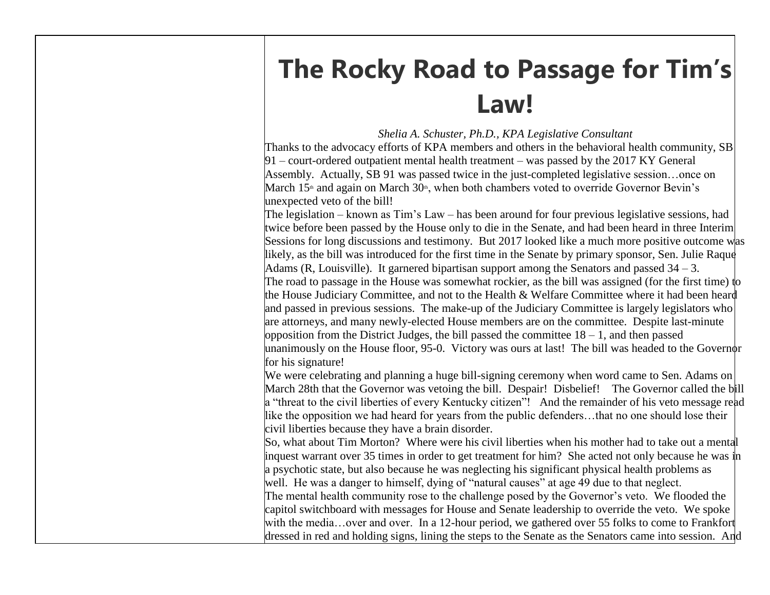# The Rocky Road to Passage for Tim's Law!

*Shelia A. Schuster, Ph.D., KPA Legislative Consultant*

Thanks to the advocacy efforts of KPA members and others in the behavioral health community, SB 91 – court-ordered outpatient mental health treatment – was passed by the 2017 KY General Assembly. Actually, SB 91 was passed twice in the just-completed legislative session…once on March 15th and again on March 30th, when both chambers voted to override Governor Bevin's unexpected veto of the bill!

The legislation – known as Tim's Law – has been around for four previous legislative sessions, had twice before been passed by the House only to die in the Senate, and had been heard in three Interim Sessions for long discussions and testimony. But 2017 looked like a much more positive outcome was likely, as the bill was introduced for the first time in the Senate by primary sponsor, Sen. Julie Raque Adams (R, Louisville). It garnered bipartisan support among the Senators and passed 34 – 3.

The road to passage in the House was somewhat rockier, as the bill was assigned (for the first time) to the House Judiciary Committee, and not to the Health & Welfare Committee where it had been heard and passed in previous sessions. The make-up of the Judiciary Committee is largely legislators who are attorneys, and many newly-elected House members are on the committee. Despite last-minute opposition from the District Judges, the bill passed the committee 18 – 1, and then passed unanimously on the House floor, 95-0. Victory was ours at last! The bill was headed to the Governor for his signature!

We were celebrating and planning a huge bill-signing ceremony when word came to Sen. Adams on March 28th that the Governor was vetoing the bill. Despair! Disbelief! The Governor called the bill a "threat to the civil liberties of every Kentucky citizen"! And the remainder of his veto message read like the opposition we had heard for years from the public defenders…that no one should lose their civil liberties because they have a brain disorder.

So, what about Tim Morton? Where were his civil liberties when his mother had to take out a mental inquest warrant over 35 times in order to get treatment for him? She acted not only because he was in a psychotic state, but also because he was neglecting his significant physical health problems as well. He was a danger to himself, dying of "natural causes" at age 49 due to that neglect.

The mental health community rose to the challenge posed by the Governor's veto. We flooded the capitol switchboard with messages for House and Senate leadership to override the veto. We spoke with the media…over and over. In a 12-hour period, we gathered over 55 folks to come to Frankfort dressed in red and holding signs, lining the steps to the Senate as the Senators came into session. And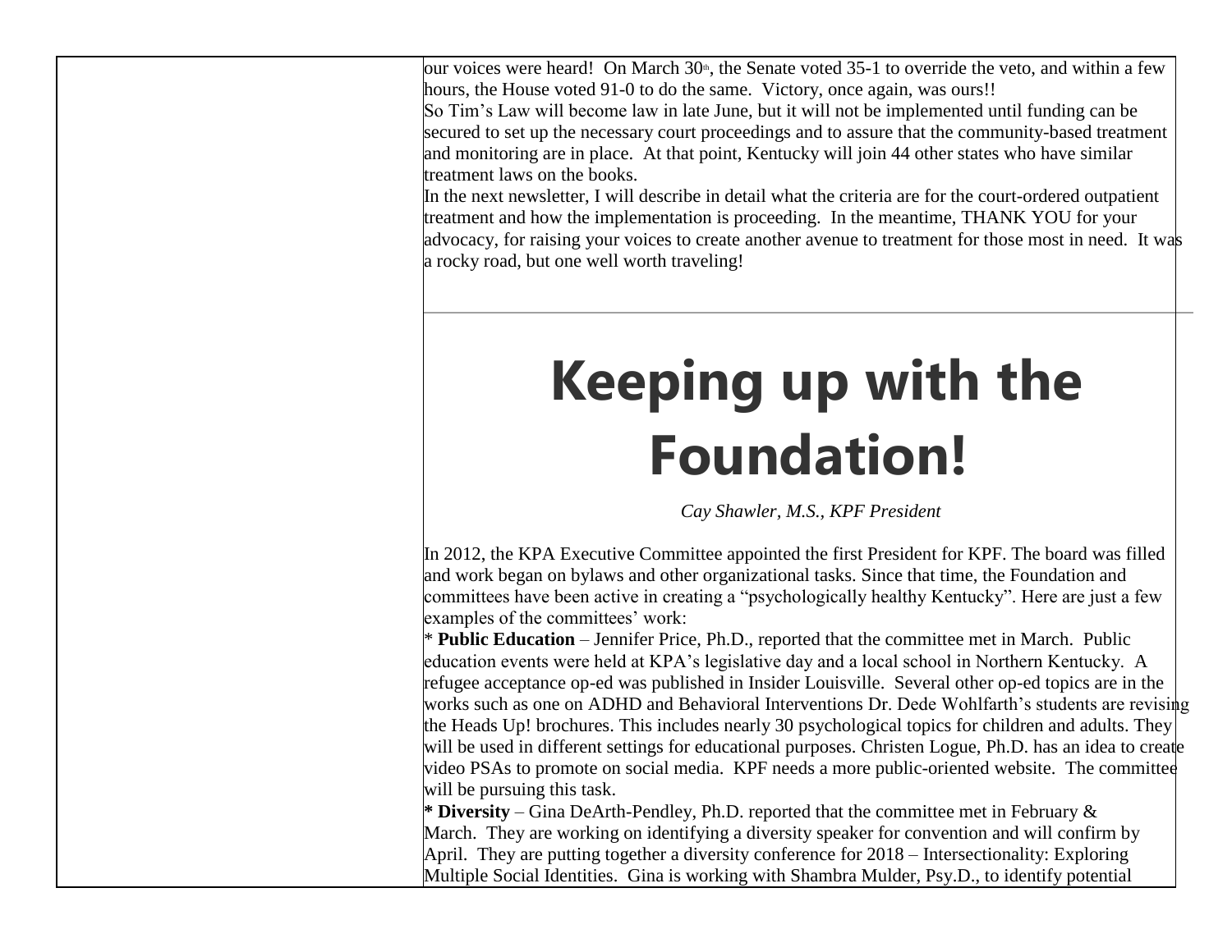our voices were heard! On March 30th, the Senate voted 35-1 to override the veto, and within a few hours, the House voted 91-0 to do the same. Victory, once again, was ours!!

So Tim's Law will become law in late June, but it will not be implemented until funding can be secured to set up the necessary court proceedings and to assure that the community-based treatment and monitoring are in place. At that point, Kentucky will join 44 other states who have similar treatment laws on the books.

In the next newsletter, I will describe in detail what the criteria are for the court-ordered outpatient treatment and how the implementation is proceeding. In the meantime, THANK YOU for your advocacy, for raising your voices to create another avenue to treatment for those most in need. It was a rocky road, but one well worth traveling!

---

# Keeping up with the Foundation!

*Cay Shawler, M.S., KPF President*

In 2012, the KPA Executive Committee appointed the first President for KPF. The board was filled and work began on bylaws and other organizational tasks. Since that time, the Foundation and committees have been active in creating a "psychologically healthy Kentucky". Here are just a few examples of the committees' work:

* **Public Education** – Jennifer Price, Ph.D., reported that the committee met in March. Public education events were held at KPA's legislative day and a local school in Northern Kentucky. A refugee acceptance op-ed was published in Insider Louisville. Several other op-ed topics are in the works such as one on ADHD and Behavioral Interventions Dr. Dede Wohlfarth's students are revising the Heads Up! brochures. This includes nearly 30 psychological topics for children and adults. They will be used in different settings for educational purposes. Christen Logue, Ph.D. has an idea to create video PSAs to promote on social media. KPF needs a more public-oriented website. The committee will be pursuing this task.

* **Diversity** – Gina DeArth-Pendley, Ph.D. reported that the committee met in February & March. They are working on identifying a diversity speaker for convention and will confirm by April. They are putting together a diversity conference for 2018 – Intersectionality: Exploring Multiple Social Identities. Gina is working with Shambra Mulder, Psy.D., to identify potential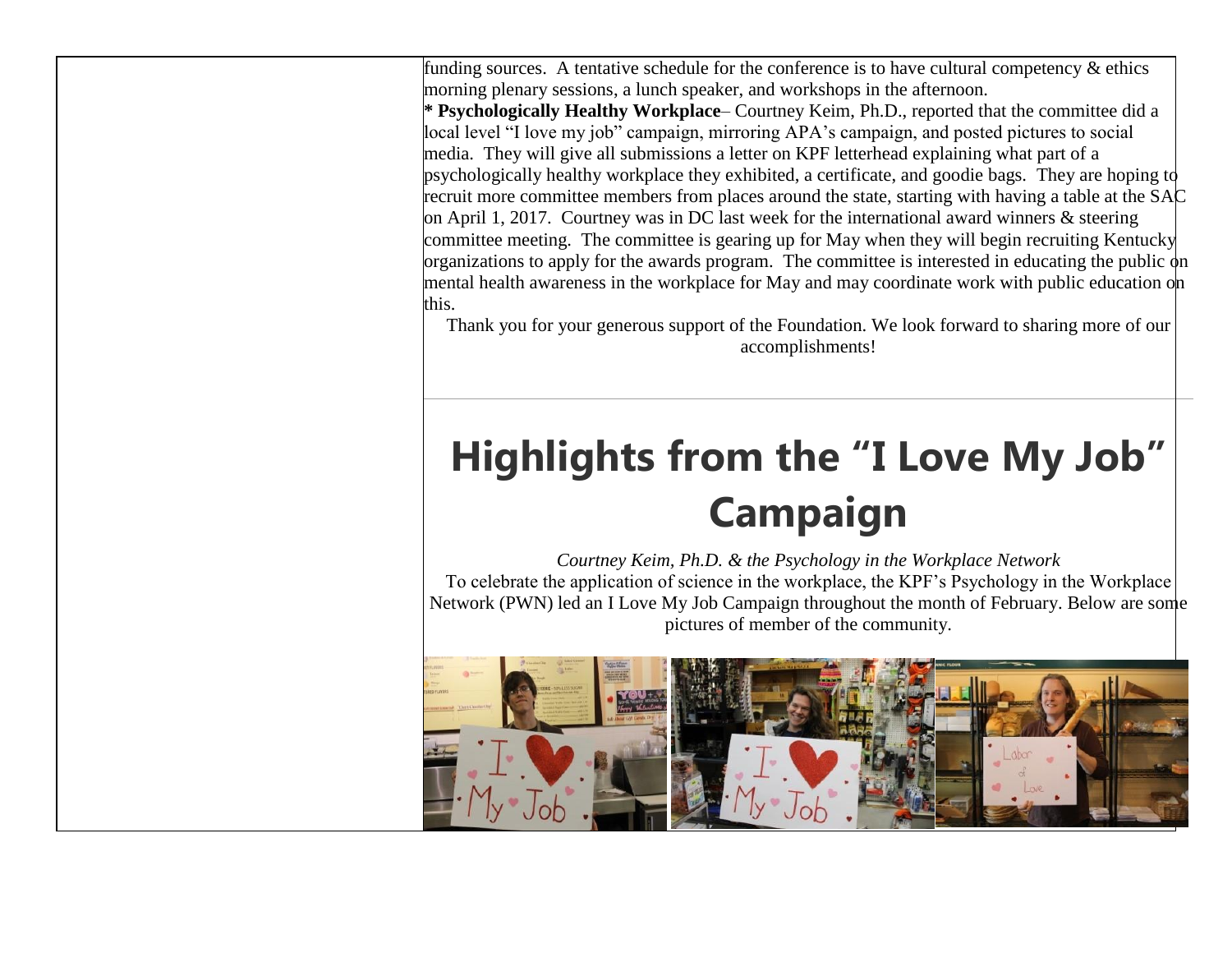funding sources. A tentative schedule for the conference is to have cultural competency & ethics morning plenary sessions, a lunch speaker, and workshops in the afternoon.

**\* Psychologically Healthy Workplace**– Courtney Keim, Ph.D., reported that the committee did a local level "I love my job" campaign, mirroring APA's campaign, and posted pictures to social media. They will give all submissions a letter on KPF letterhead explaining what part of a psychologically healthy workplace they exhibited, a certificate, and goodie bags. They are hoping to recruit more committee members from places around the state, starting with having a table at the SAC on April 1, 2017. Courtney was in DC last week for the international award winners & steering committee meeting. The committee is gearing up for May when they will begin recruiting Kentucky organizations to apply for the awards program. The committee is interested in educating the public on mental health awareness in the workplace for May and may coordinate work with public education on this.

Thank you for your generous support of the Foundation. We look forward to sharing more of our accomplishments!

# Highlights from the "I Love My Job" Campaign

*Courtney Keim, Ph.D. & the Psychology in the Workplace Network*

To celebrate the application of science in the workplace, the KPF's Psychology in the Workplace Network (PWN) led an I Love My Job Campaign throughout the month of February. Below are some pictures of member of the community.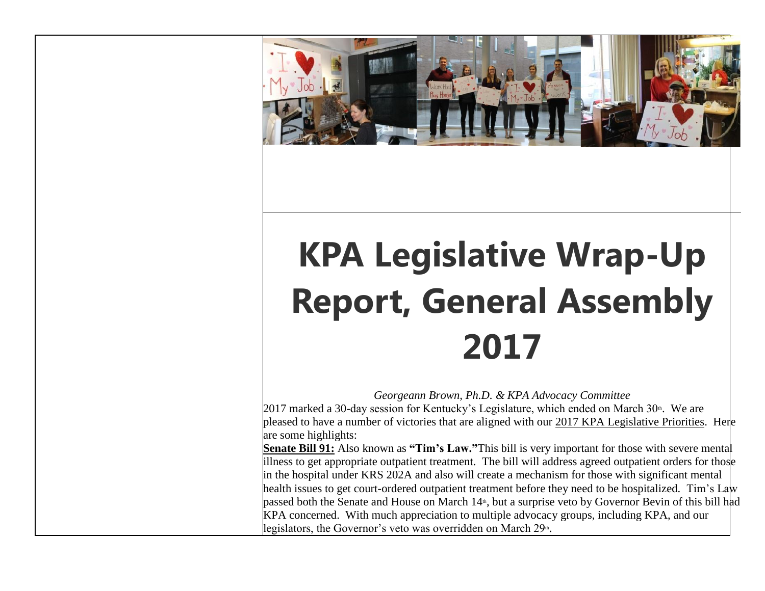# KPA Legislative Wrap-Up Report, General Assembly 2017

*Georgeann Brown, Ph.D. & KPA Advocacy Committee*

2017 marked a 30-day session for Kentucky's Legislature, which ended on March 30th. We are pleased to have a number of victories that are aligned with our 2017 KPA Legislative Priorities. Here are some highlights:

**Senate Bill 91:** Also known as **"Tim's Law."** This bill is very important for those with severe mental illness to get appropriate outpatient treatment. The bill will address agreed outpatient orders for those in the hospital under KRS 202A and also will create a mechanism for those with significant mental health issues to get court-ordered outpatient treatment before they need to be hospitalized. Tim's Law passed both the Senate and House on March 14th, but a surprise veto by Governor Bevin of this bill had KPA concerned. With much appreciation to multiple advocacy groups, including KPA, and our legislators, the Governor's veto was overridden on March 29th.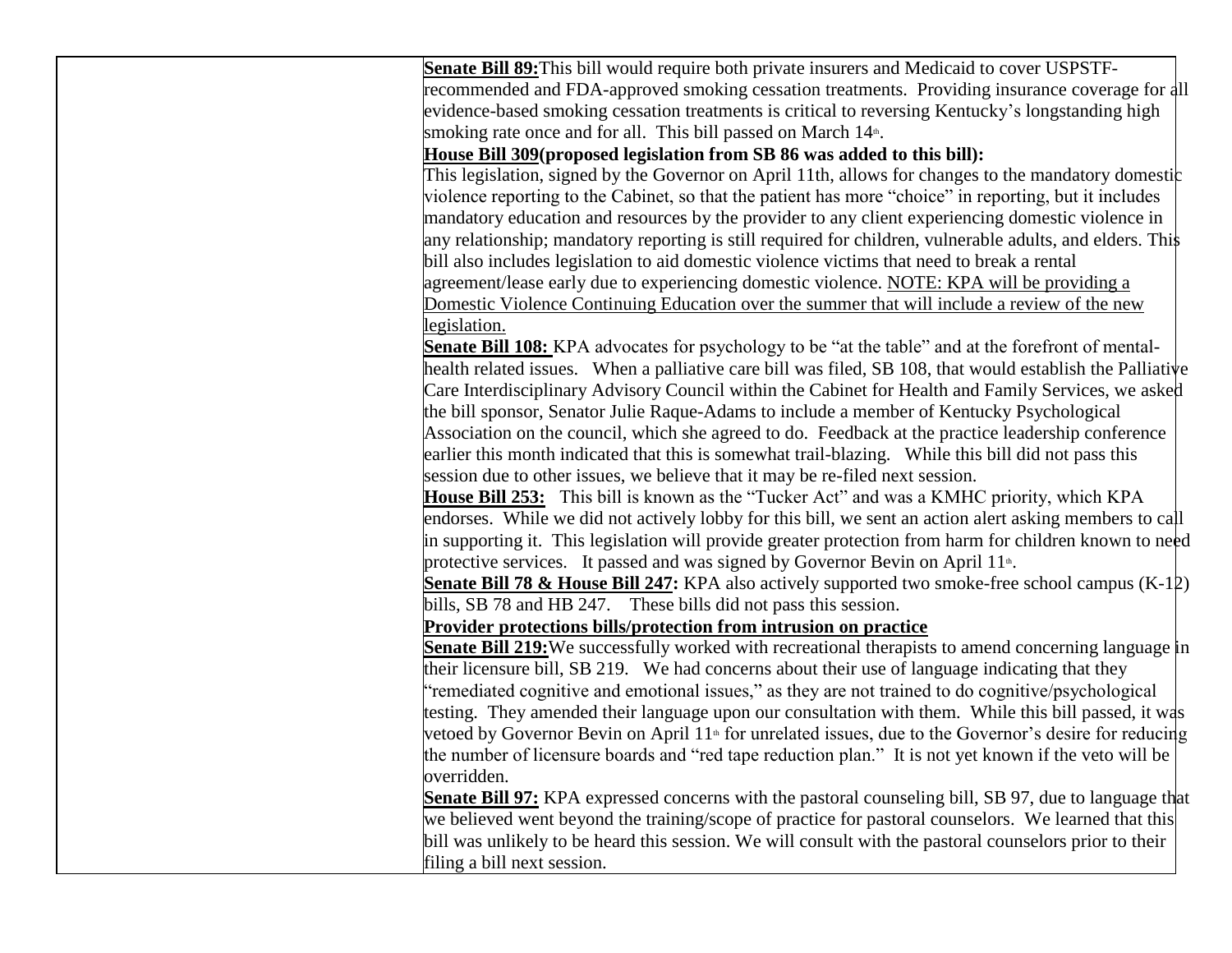| | |
|---|---|
| | **Senate Bill 89:** This bill would require both private insurers and Medicaid to cover USPSTF-recommended and FDA-approved smoking cessation treatments. Providing insurance coverage for all evidence-based smoking cessation treatments is critical to reversing Kentucky's longstanding high smoking rate once and for all. This bill passed on March 14th.<br>**House Bill 309 (proposed legislation from SB 86 was added to this bill):**<br>This legislation, signed by the Governor on April 11th, allows for changes to the mandatory domestic violence reporting to the Cabinet, so that the patient has more "choice" in reporting, but it includes mandatory education and resources by the provider to any client experiencing domestic violence in any relationship; mandatory reporting is still required for children, vulnerable adults, and elders. This bill also includes legislation to aid domestic violence victims that need to break a rental agreement/lease early due to experiencing domestic violence. NOTE: KPA will be providing a Domestic Violence Continuing Education over the summer that will include a review of the new legislation.<br>**Senate Bill 108:** KPA advocates for psychology to be "at the table" and at the forefront of mental-health related issues. When a palliative care bill was filed, SB 108, that would establish the Palliative Care Interdisciplinary Advisory Council within the Cabinet for Health and Family Services, we asked the bill sponsor, Senator Julie Raque-Adams to include a member of Kentucky Psychological Association on the council, which she agreed to do. Feedback at the practice leadership conference earlier this month indicated that this is somewhat trail-blazing. While this bill did not pass this session due to other issues, we believe that it may be re-filed next session.<br>**House Bill 253:** This bill is known as the "Tucker Act" and was a KMHC priority, which KPA endorses. While we did not actively lobby for this bill, we sent an action alert asking members to call in supporting it. This legislation will provide greater protection from harm for children known to need protective services. It passed and was signed by Governor Bevin on April 11th.<br>**Senate Bill 78 & House Bill 247:** KPA also actively supported two smoke-free school campus (K-12) bills, SB 78 and HB 247. These bills did not pass this session.<br>**Provider protections bills/protection from intrusion on practice**<br>**Senate Bill 219:** We successfully worked with recreational therapists to amend concerning language in their licensure bill, SB 219. We had concerns about their use of language indicating that they "remediated cognitive and emotional issues," as they are not trained to do cognitive/psychological testing. They amended their language upon our consultation with them. While this bill passed, it was vetoed by Governor Bevin on April 11th for unrelated issues, due to the Governor's desire for reducing the number of licensure boards and "red tape reduction plan." It is not yet known if the veto will be overridden.<br>**Senate Bill 97:** KPA expressed concerns with the pastoral counseling bill, SB 97, due to language that we believed went beyond the training/scope of practice for pastoral counselors. We learned that this bill was unlikely to be heard this session. We will consult with the pastoral counselors prior to their filing a bill next session. |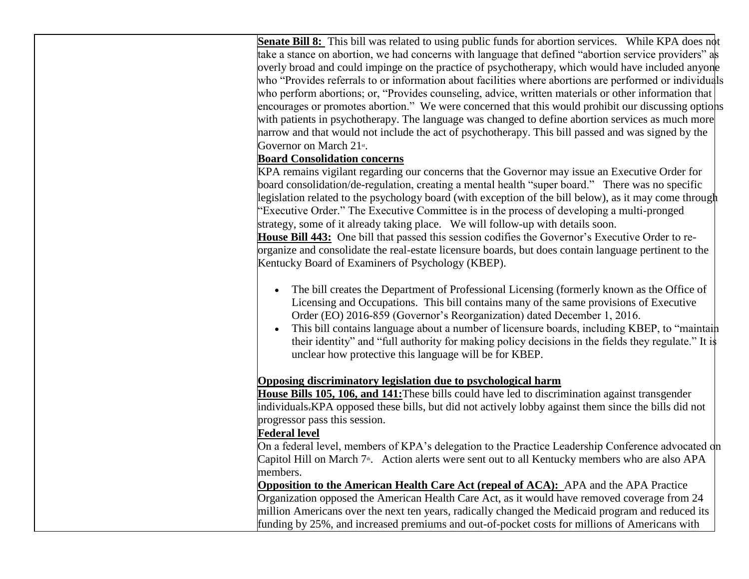**Senate Bill 8:** This bill was related to using public funds for abortion services. While KPA does not take a stance on abortion, we had concerns with language that defined "abortion service providers" as overly broad and could impinge on the practice of psychotherapy, which would have included anyone who "Provides referrals to or information about facilities where abortions are performed or individuals who perform abortions; or, "Provides counseling, advice, written materials or other information that encourages or promotes abortion." We were concerned that this would prohibit our discussing options with patients in psychotherapy. The language was changed to define abortion services as much more narrow and that would not include the act of psychotherapy. This bill passed and was signed by the Governor on March 21st.

**Board Consolidation concerns**

KPA remains vigilant regarding our concerns that the Governor may issue an Executive Order for board consolidation/de-regulation, creating a mental health "super board." There was no specific legislation related to the psychology board (with exception of the bill below), as it may come through "Executive Order." The Executive Committee is in the process of developing a multi-pronged strategy, some of it already taking place. We will follow-up with details soon.

**House Bill 443:** One bill that passed this session codifies the Governor's Executive Order to re-organize and consolidate the real-estate licensure boards, but does contain language pertinent to the Kentucky Board of Examiners of Psychology (KBEP).

- The bill creates the Department of Professional Licensing (formerly known as the Office of Licensing and Occupations. This bill contains many of the same provisions of Executive Order (EO) 2016-859 (Governor's Reorganization) dated December 1, 2016.
- This bill contains language about a number of licensure boards, including KBEP, to "maintain their identity" and "full authority for making policy decisions in the fields they regulate." It is unclear how protective this language will be for KBEP.

**Opposing discriminatory legislation due to psychological harm**

**House Bills 105, 106, and 141:** These bills could have led to discrimination against transgender individuals. KPA opposed these bills, but did not actively lobby against them since the bills did not progressor pass this session.

**Federal level**

On a federal level, members of KPA's delegation to the Practice Leadership Conference advocated on Capitol Hill on March 7th. Action alerts were sent out to all Kentucky members who are also APA members.

**Opposition to the American Health Care Act (repeal of ACA):** APA and the APA Practice Organization opposed the American Health Care Act, as it would have removed coverage from 24 million Americans over the next ten years, radically changed the Medicaid program and reduced its funding by 25%, and increased premiums and out-of-pocket costs for millions of Americans with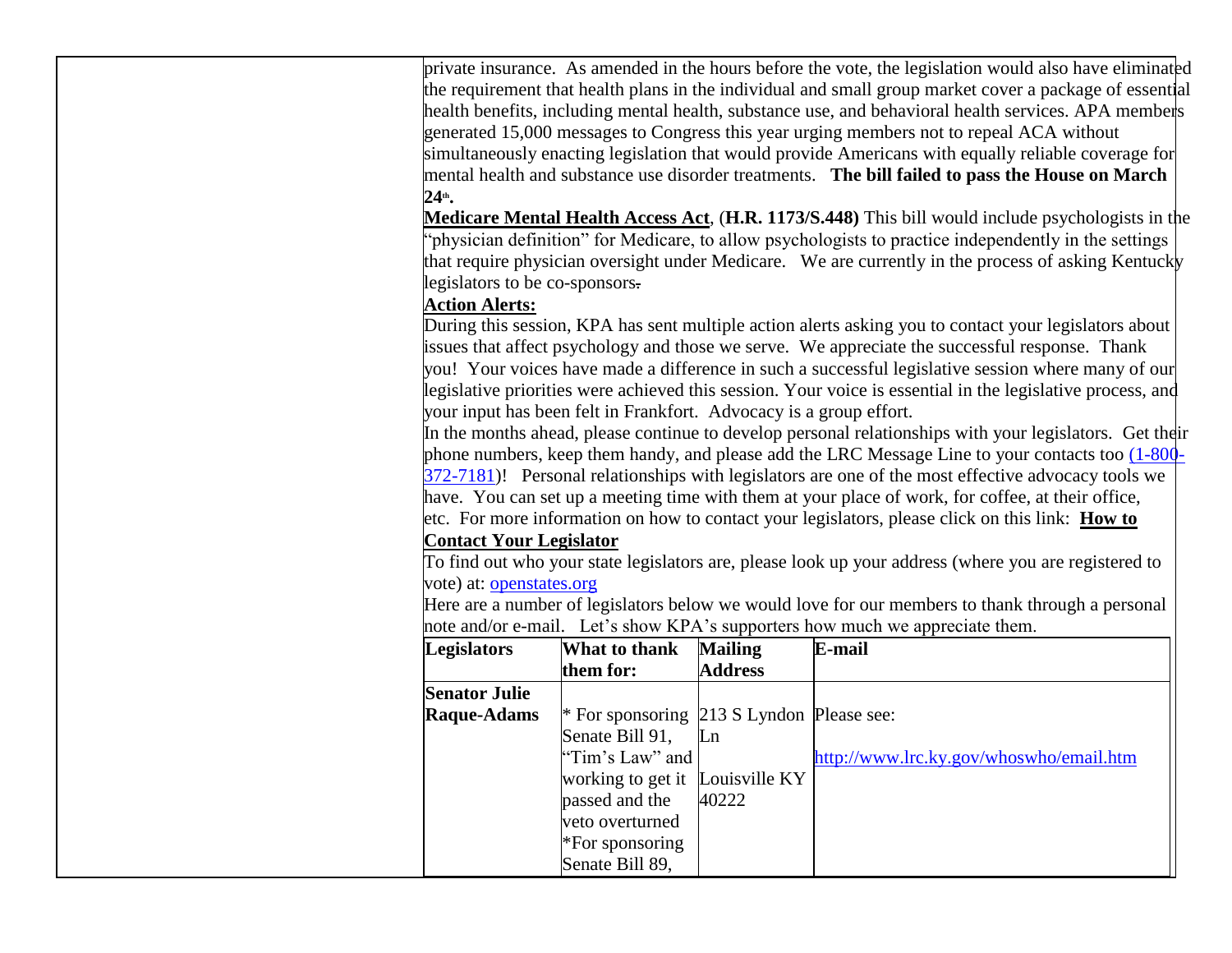private insurance. As amended in the hours before the vote, the legislation would also have eliminated the requirement that health plans in the individual and small group market cover a package of essential health benefits, including mental health, substance use, and behavioral health services. APA members generated 15,000 messages to Congress this year urging members not to repeal ACA without simultaneously enacting legislation that would provide Americans with equally reliable coverage for mental health and substance use disorder treatments. **The bill failed to pass the House on March 24th.**

**Medicare Mental Health Access Act**, (**H.R. 1173/S.448)** This bill would include psychologists in the "physician definition" for Medicare, to allow psychologists to practice independently in the settings that require physician oversight under Medicare. We are currently in the process of asking Kentucky legislators to be co-sponsors.

**Action Alerts:**

During this session, KPA has sent multiple action alerts asking you to contact your legislators about issues that affect psychology and those we serve. We appreciate the successful response. Thank you! Your voices have made a difference in such a successful legislative session where many of our legislative priorities were achieved this session. Your voice is essential in the legislative process, and your input has been felt in Frankfort. Advocacy is a group effort.

In the months ahead, please continue to develop personal relationships with your legislators. Get their phone numbers, keep them handy, and please add the LRC Message Line to your contacts too (1-800-372-7181)! Personal relationships with legislators are one of the most effective advocacy tools we have. You can set up a meeting time with them at your place of work, for coffee, at their office, etc. For more information on how to contact your legislators, please click on this link: **How to Contact Your Legislator**

To find out who your state legislators are, please look up your address (where you are registered to vote) at: openstates.org

Here are a number of legislators below we would love for our members to thank through a personal note and/or e-mail. Let's show KPA's supporters how much we appreciate them.

| Legislators | What to thank them for: | Mailing Address | E-mail |
|---|---|---|---|
| **Senator Julie Raque-Adams** | * For sponsoring Senate Bill 91, "Tim's Law" and working to get it passed and the veto overturned *For sponsoring Senate Bill 89, | 213 S Lyndon Ln Louisville KY 40222 | Please see: http://www.lrc.ky.gov/whoswho/email.htm |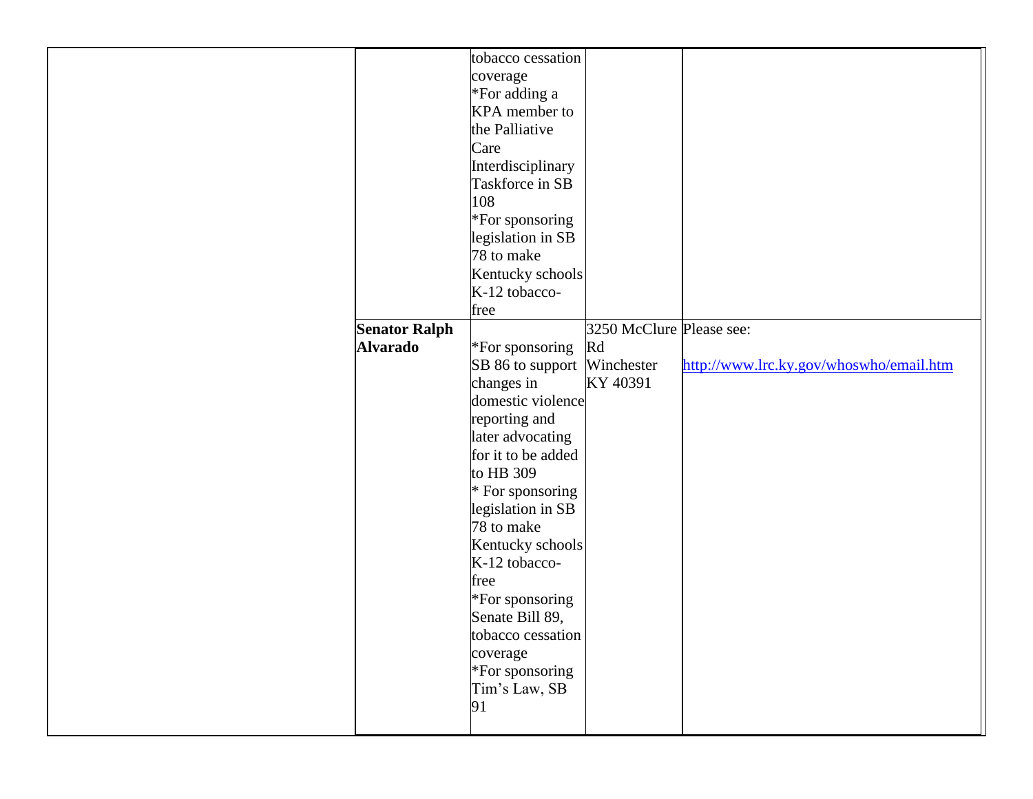| | | | | |
|---|---|---|---|---|
| | | tobacco cessation coverage<br>*For adding a KPA member to the Palliative Care Interdisciplinary Taskforce in SB 108<br>*For sponsoring legislation in SB 78 to make Kentucky schools K-12 tobacco-free | | |
| | **Senator Ralph Alvarado** | *For sponsoring SB 86 to support changes in domestic violence reporting and later advocating for it to be added to HB 309<br>* For sponsoring legislation in SB 78 to make Kentucky schools K-12 tobacco-free<br>*For sponsoring Senate Bill 89, tobacco cessation coverage<br>*For sponsoring Tim's Law, SB 91 | 3250 McClure Rd Winchester KY 40391 | Please see:<br>http://www.lrc.ky.gov/whoswho/email.htm |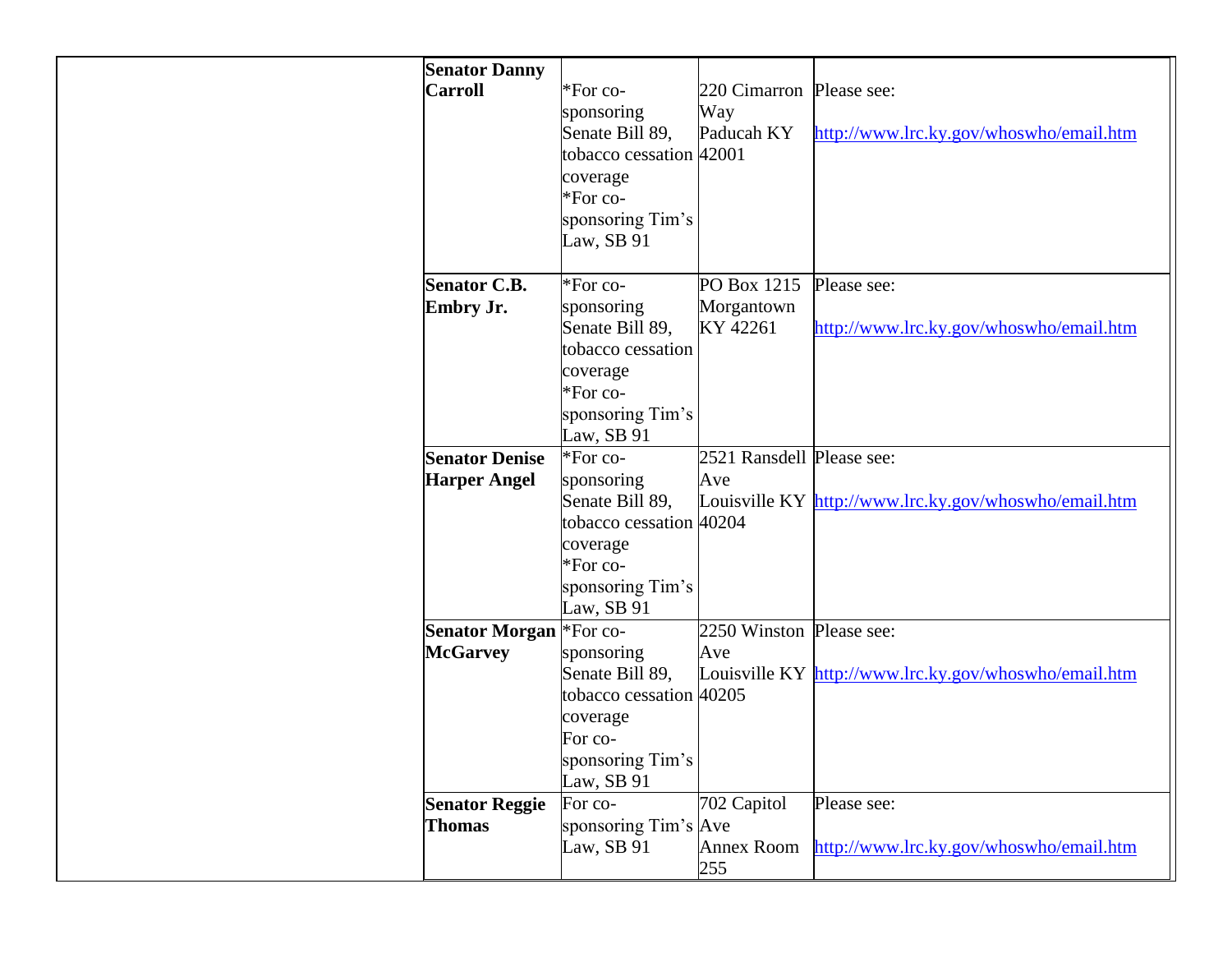| | | | | |
|---|---|---|---|---|
| | **Senator Danny Carroll** | *For co-sponsoring Senate Bill 89, tobacco cessation coverage<br>*For co-sponsoring Tim's Law, SB 91 | 220 Cimarron Way<br>Paducah KY 42001 | Please see:<br><br>http://www.lrc.ky.gov/whoswho/email.htm |
| | **Senator C.B. Embry Jr.** | *For co-sponsoring Senate Bill 89, tobacco cessation coverage<br>*For co-sponsoring Tim's Law, SB 91 | PO Box 1215<br>Morgantown KY 42261 | Please see:<br><br>http://www.lrc.ky.gov/whoswho/email.htm |
| | **Senator Denise Harper Angel** | *For co-sponsoring Senate Bill 89, tobacco cessation coverage<br>*For co-sponsoring Tim's Law, SB 91 | 2521 Ransdell Ave<br>Louisville KY 40204 | Please see:<br><br>http://www.lrc.ky.gov/whoswho/email.htm |
| | **Senator Morgan McGarvey** | *For co-sponsoring Senate Bill 89, tobacco cessation coverage<br>For co-sponsoring Tim's Law, SB 91 | 2250 Winston Ave<br>Louisville KY 40205 | Please see:<br><br>http://www.lrc.ky.gov/whoswho/email.htm |
| | **Senator Reggie Thomas** | For co-sponsoring Tim's Law, SB 91 | 702 Capitol Ave<br>Annex Room 255 | Please see:<br><br>http://www.lrc.ky.gov/whoswho/email.htm |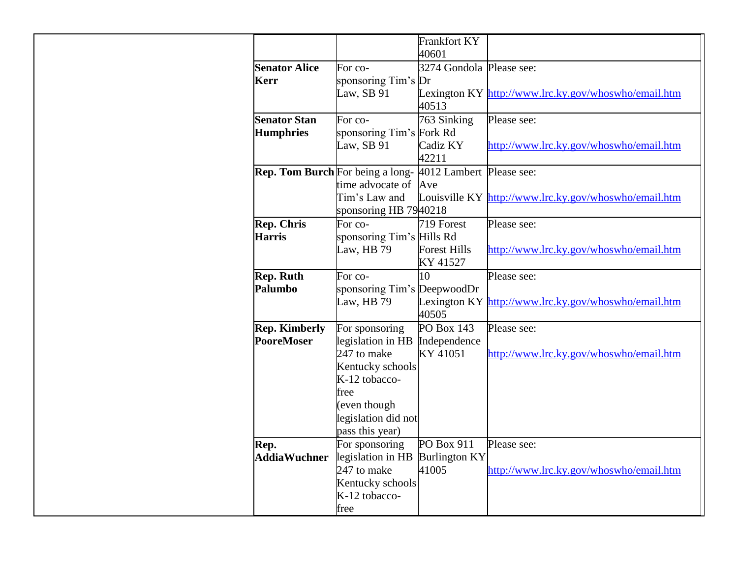| | | | |
|---|---|---|---|
| | | Frankfort KY 40601 | |
| **Senator Alice Kerr** | For co-sponsoring Tim's Law, SB 91 | 3274 Gondola Dr Lexington KY 40513 | Please see: http://www.lrc.ky.gov/whoswho/email.htm |
| **Senator Stan Humphries** | For co-sponsoring Tim's Law, SB 91 | 763 Sinking Fork Rd Cadiz KY 42211 | Please see: http://www.lrc.ky.gov/whoswho/email.htm |
| **Rep. Tom Burch** | For being a long-time advocate of Tim's Law and sponsoring HB 79 | 4012 Lambert Ave Louisville KY 40218 | Please see: http://www.lrc.ky.gov/whoswho/email.htm |
| **Rep. Chris Harris** | For co-sponsoring Tim's Law, HB 79 | 719 Forest Hills Rd Forest Hills KY 41527 | Please see: http://www.lrc.ky.gov/whoswho/email.htm |
| **Rep. Ruth Palumbo** | For co-sponsoring Tim's Law, HB 79 | 10 DeepwoodDr Lexington KY 40505 | Please see: http://www.lrc.ky.gov/whoswho/email.htm |
| **Rep. Kimberly PooreMoser** | For sponsoring legislation in HB 247 to make Kentucky schools K-12 tobacco-free (even though legislation did not pass this year) | PO Box 143 Independence KY 41051 | Please see: http://www.lrc.ky.gov/whoswho/email.htm |
| **Rep. AddiaWuchner** | For sponsoring legislation in HB 247 to make Kentucky schools K-12 tobacco-free | PO Box 911 Burlington KY 41005 | Please see: http://www.lrc.ky.gov/whoswho/email.htm |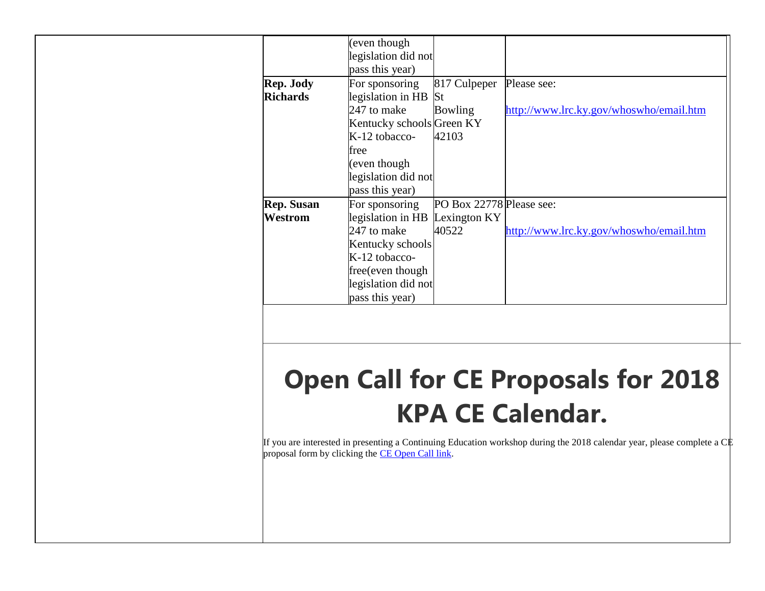| | | | |
|---|---|---|---|
| | (even though legislation did not pass this year) | | |
| **Rep. Jody Richards** | For sponsoring legislation in HB 247 to make Kentucky schools K-12 tobacco-free (even though legislation did not pass this year) | 817 Culpeper St Bowling Green KY 42103 | Please see: http://www.lrc.ky.gov/whoswho/email.htm |
| **Rep. Susan Westrom** | For sponsoring legislation in HB 247 to make Kentucky schools K-12 tobacco-free(even though legislation did not pass this year) | PO Box 22778 Lexington KY 40522 | Please see: http://www.lrc.ky.gov/whoswho/email.htm |

# Open Call for CE Proposals for 2018 KPA CE Calendar.

If you are interested in presenting a Continuing Education workshop during the 2018 calendar year, please complete a CE proposal form by clicking the CE Open Call link.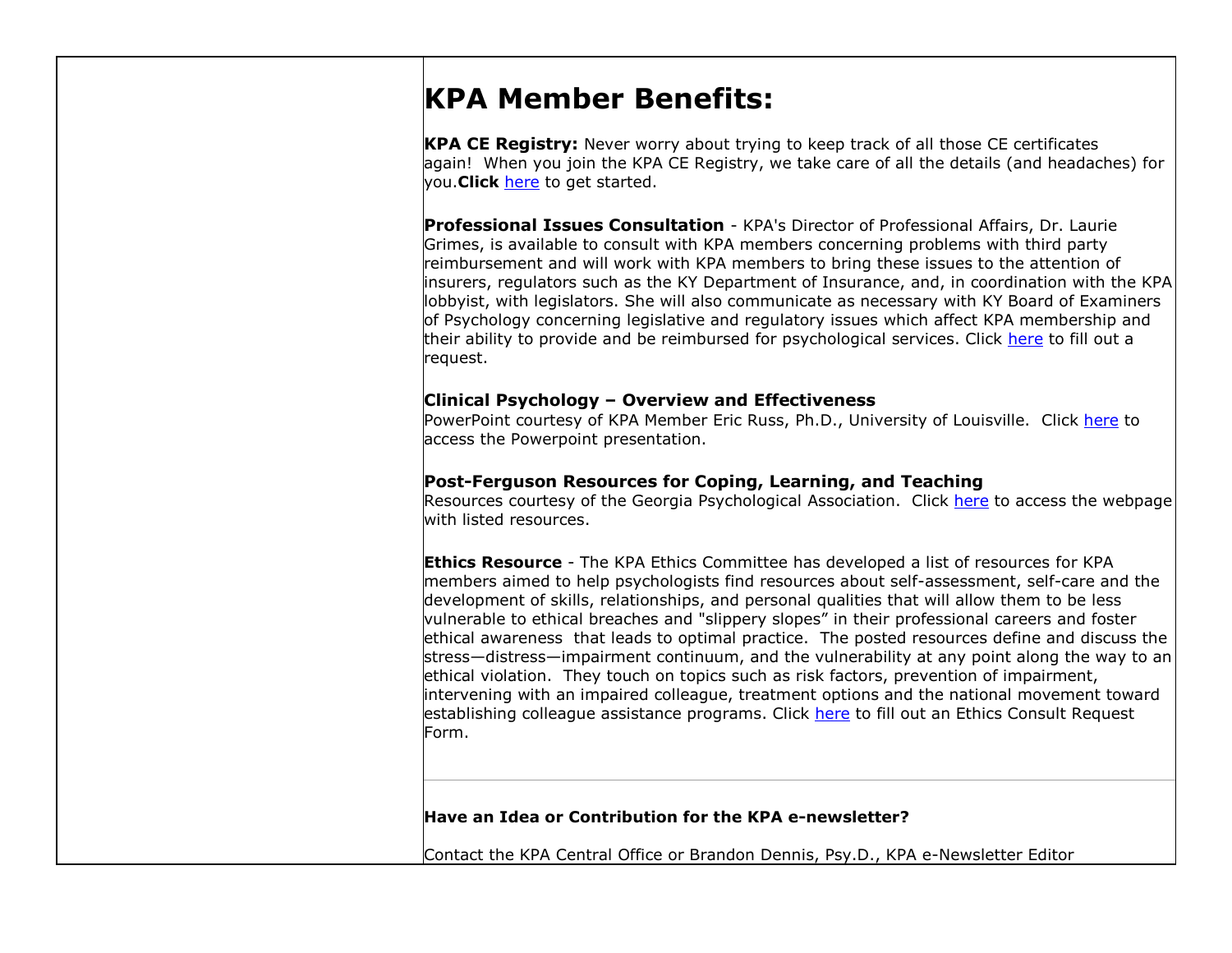# KPA Member Benefits:

**KPA CE Registry:** Never worry about trying to keep track of all those CE certificates again! When you join the KPA CE Registry, we take care of all the details (and headaches) for you.**Click** here to get started.

**Professional Issues Consultation** - KPA's Director of Professional Affairs, Dr. Laurie Grimes, is available to consult with KPA members concerning problems with third party reimbursement and will work with KPA members to bring these issues to the attention of insurers, regulators such as the KY Department of Insurance, and, in coordination with the KPA lobbyist, with legislators. She will also communicate as necessary with KY Board of Examiners of Psychology concerning legislative and regulatory issues which affect KPA membership and their ability to provide and be reimbursed for psychological services. Click here to fill out a request.

**Clinical Psychology – Overview and Effectiveness**
PowerPoint courtesy of KPA Member Eric Russ, Ph.D., University of Louisville. Click here to access the Powerpoint presentation.

**Post-Ferguson Resources for Coping, Learning, and Teaching**
Resources courtesy of the Georgia Psychological Association. Click here to access the webpage with listed resources.

**Ethics Resource** - The KPA Ethics Committee has developed a list of resources for KPA members aimed to help psychologists find resources about self-assessment, self-care and the development of skills, relationships, and personal qualities that will allow them to be less vulnerable to ethical breaches and "slippery slopes" in their professional careers and foster ethical awareness that leads to optimal practice. The posted resources define and discuss the stress—distress—impairment continuum, and the vulnerability at any point along the way to an ethical violation. They touch on topics such as risk factors, prevention of impairment, intervening with an impaired colleague, treatment options and the national movement toward establishing colleague assistance programs. Click here to fill out an Ethics Consult Request Form.

---

**Have an Idea or Contribution for the KPA e-newsletter?**

Contact the KPA Central Office or Brandon Dennis, Psy.D., KPA e-Newsletter Editor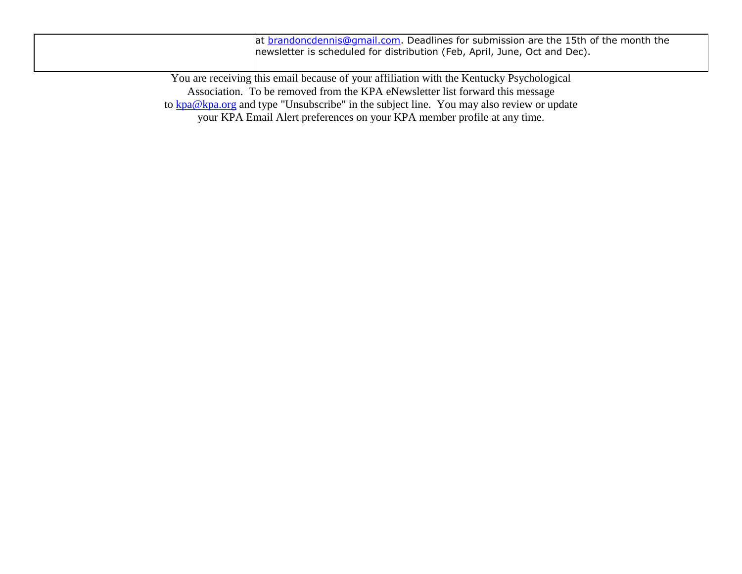| | |
|---|---|
| | at brandoncdennis@gmail.com. Deadlines for submission are the 15th of the month the newsletter is scheduled for distribution (Feb, April, June, Oct and Dec). |

You are receiving this email because of your affiliation with the Kentucky Psychological Association. To be removed from the KPA eNewsletter list forward this message to kpa@kpa.org and type "Unsubscribe" in the subject line. You may also review or update your KPA Email Alert preferences on your KPA member profile at any time.